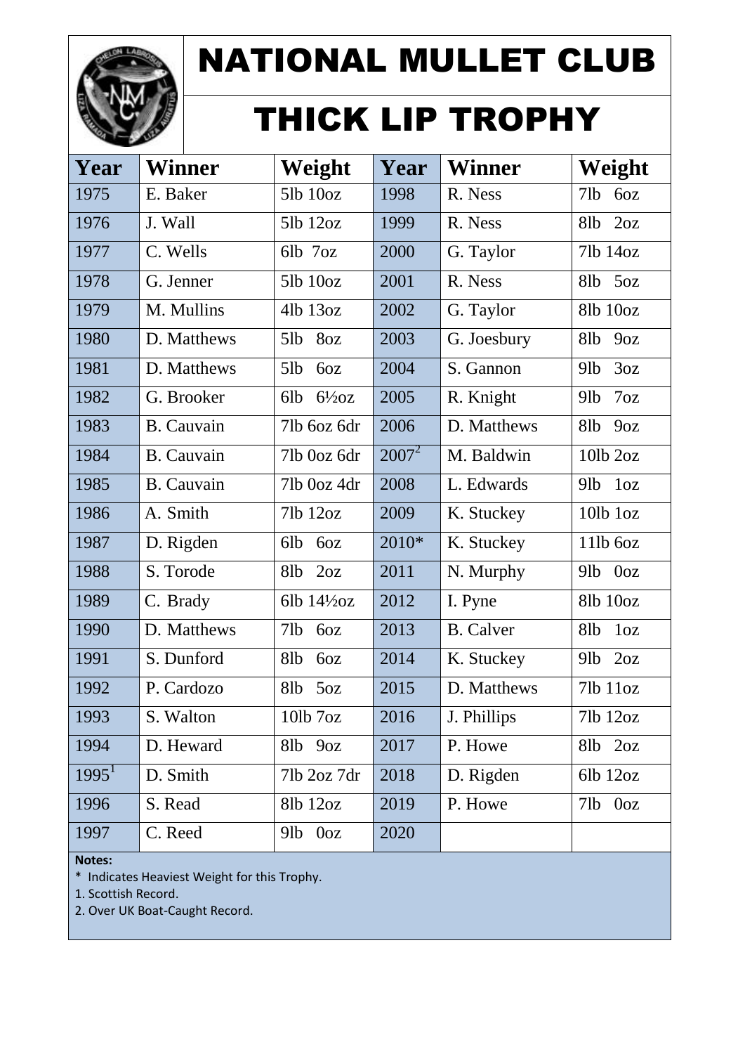# NATIONAL MULLET CLUB

## THICK LIP TROPHY

| Year | Winner | Weight | Year | Winner | Weight |
|---|---|---|---|---|---|
| 1975 | E. Baker | 5lb 10oz | 1998 | R. Ness | 7lb 6oz |
| 1976 | J. Wall | 5lb 12oz | 1999 | R. Ness | 8lb 2oz |
| 1977 | C. Wells | 6lb 7oz | 2000 | G. Taylor | 7lb 14oz |
| 1978 | G. Jenner | 5lb 10oz | 2001 | R. Ness | 8lb 5oz |
| 1979 | M. Mullins | 4lb 13oz | 2002 | G. Taylor | 8lb 10oz |
| 1980 | D. Matthews | 5lb 8oz | 2003 | G. Joesbury | 8lb 9oz |
| 1981 | D. Matthews | 5lb 6oz | 2004 | S. Gannon | 9lb 3oz |
| 1982 | G. Brooker | 6lb 6½oz | 2005 | R. Knight | 9lb 7oz |
| 1983 | B. Cauvain | 7lb 6oz 6dr | 2006 | D. Matthews | 8lb 9oz |
| 1984 | B. Cauvain | 7lb 0oz 6dr | 2007[2] | M. Baldwin | 10lb 2oz |
| 1985 | B. Cauvain | 7lb 0oz 4dr | 2008 | L. Edwards | 9lb 1oz |
| 1986 | A. Smith | 7lb 12oz | 2009 | K. Stuckey | 10lb 1oz |
| 1987 | D. Rigden | 6lb 6oz | 2010* | K. Stuckey | 11lb 6oz |
| 1988 | S. Torode | 8lb 2oz | 2011 | N. Murphy | 9lb 0oz |
| 1989 | C. Brady | 6lb 14½oz | 2012 | I. Pyne | 8lb 10oz |
| 1990 | D. Matthews | 7lb 6oz | 2013 | B. Calver | 8lb 1oz |
| 1991 | S. Dunford | 8lb 6oz | 2014 | K. Stuckey | 9lb 2oz |
| 1992 | P. Cardozo | 8lb 5oz | 2015 | D. Matthews | 7lb 11oz |
| 1993 | S. Walton | 10lb 7oz | 2016 | J. Phillips | 7lb 12oz |
| 1994 | D. Heward | 8lb 9oz | 2017 | P. Howe | 8lb 2oz |
| 1995[1] | D. Smith | 7lb 2oz 7dr | 2018 | D. Rigden | 6lb 12oz |
| 1996 | S. Read | 8lb 12oz | 2019 | P. Howe | 7lb 0oz |
| 1997 | C. Reed | 9lb 0oz | 2020 | | |

**Notes:**

\* Indicates Heaviest Weight for this Trophy.

1. Scottish Record.
2. Over UK Boat-Caught Record.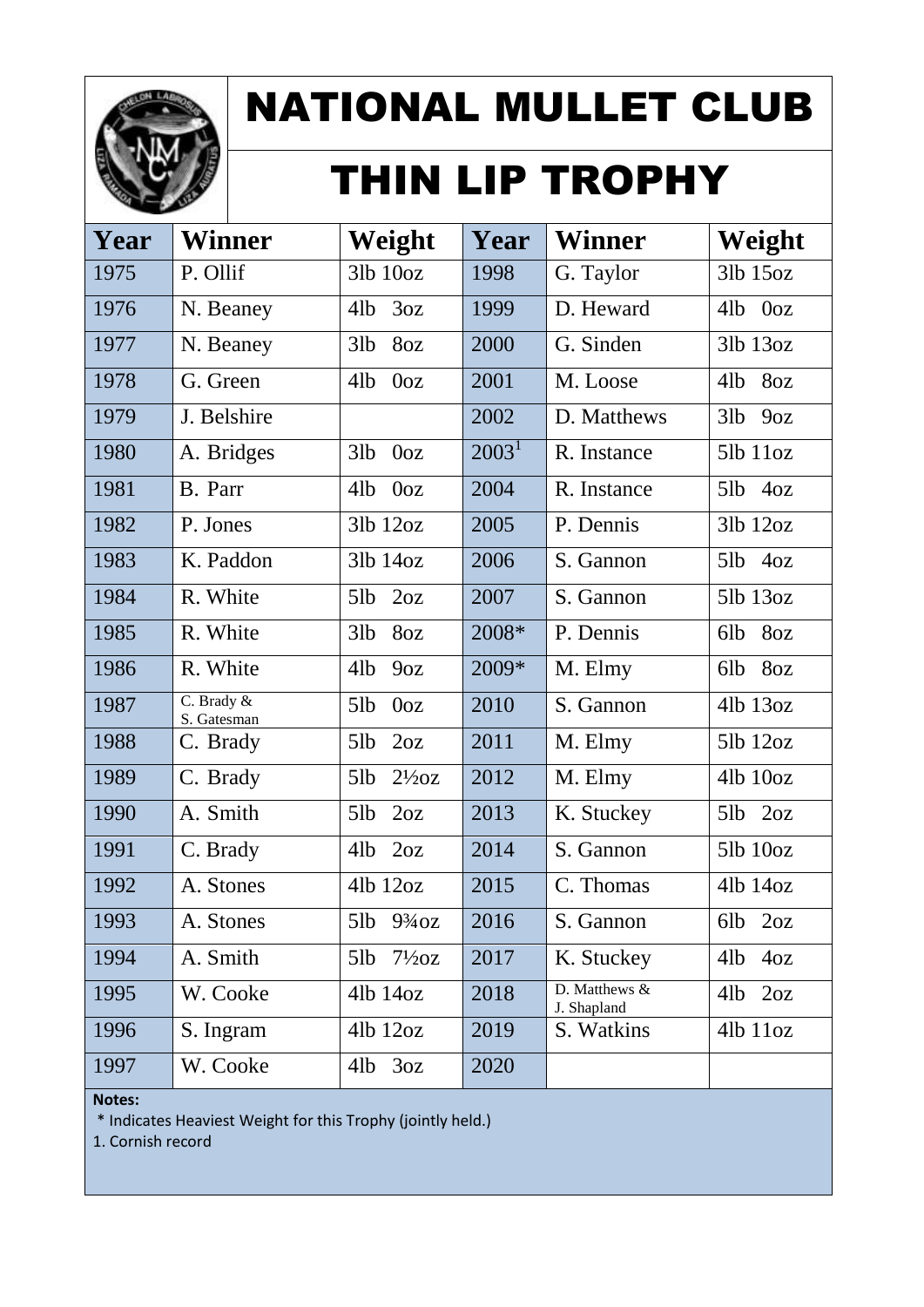# NATIONAL MULLET CLUB

## THIN LIP TROPHY

| Year | Winner | Weight | Year | Winner | Weight |
|---|---|---|---|---|---|
| 1975 | P. Ollif | 3lb 10oz | 1998 | G. Taylor | 3lb 15oz |
| 1976 | N. Beaney | 4lb 3oz | 1999 | D. Heward | 4lb 0oz |
| 1977 | N. Beaney | 3lb 8oz | 2000 | G. Sinden | 3lb 13oz |
| 1978 | G. Green | 4lb 0oz | 2001 | M. Loose | 4lb 8oz |
| 1979 | J. Belshire | | 2002 | D. Matthews | 3lb 9oz |
| 1980 | A. Bridges | 3lb 0oz | 2003[1] | R. Instance | 5lb 11oz |
| 1981 | B. Parr | 4lb 0oz | 2004 | R. Instance | 5lb 4oz |
| 1982 | P. Jones | 3lb 12oz | 2005 | P. Dennis | 3lb 12oz |
| 1983 | K. Paddon | 3lb 14oz | 2006 | S. Gannon | 5lb 4oz |
| 1984 | R. White | 5lb 2oz | 2007 | S. Gannon | 5lb 13oz |
| 1985 | R. White | 3lb 8oz | 2008* | P. Dennis | 6lb 8oz |
| 1986 | R. White | 4lb 9oz | 2009* | M. Elmy | 6lb 8oz |
| 1987 | C. Brady & S. Gatesman | 5lb 0oz | 2010 | S. Gannon | 4lb 13oz |
| 1988 | C. Brady | 5lb 2oz | 2011 | M. Elmy | 5lb 12oz |
| 1989 | C. Brady | 5lb 2½oz | 2012 | M. Elmy | 4lb 10oz |
| 1990 | A. Smith | 5lb 2oz | 2013 | K. Stuckey | 5lb 2oz |
| 1991 | C. Brady | 4lb 2oz | 2014 | S. Gannon | 5lb 10oz |
| 1992 | A. Stones | 4lb 12oz | 2015 | C. Thomas | 4lb 14oz |
| 1993 | A. Stones | 5lb 9¾oz | 2016 | S. Gannon | 6lb 2oz |
| 1994 | A. Smith | 5lb 7½oz | 2017 | K. Stuckey | 4lb 4oz |
| 1995 | W. Cooke | 4lb 14oz | 2018 | D. Matthews & J. Shapland | 4lb 2oz |
| 1996 | S. Ingram | 4lb 12oz | 2019 | S. Watkins | 4lb 11oz |
| 1997 | W. Cooke | 4lb 3oz | 2020 | | |

**Notes:**

\* Indicates Heaviest Weight for this Trophy (jointly held.)

1. Cornish record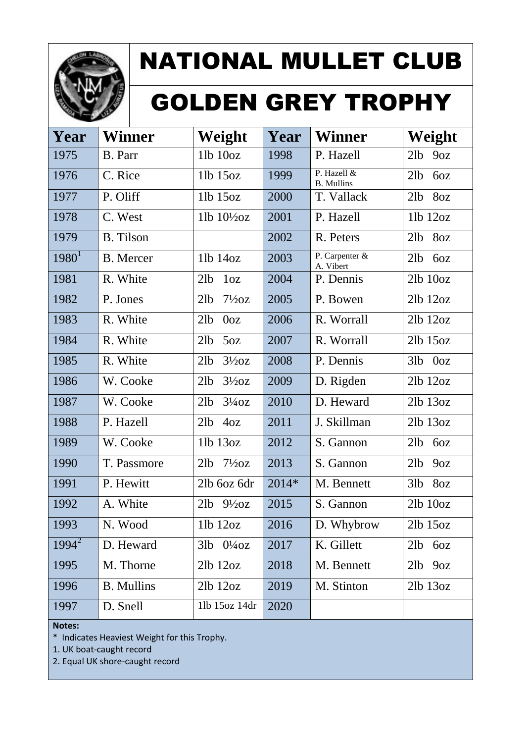# NATIONAL MULLET CLUB

## GOLDEN GREY TROPHY

| Year | Winner | Weight | Year | Winner | Weight |
|---|---|---|---|---|---|
| 1975 | B. Parr | 1lb 10oz | 1998 | P. Hazell | 2lb 9oz |
| 1976 | C. Rice | 1lb 15oz | 1999 | P. Hazell & B. Mullins | 2lb 6oz |
| 1977 | P. Oliff | 1lb 15oz | 2000 | T. Vallack | 2lb 8oz |
| 1978 | C. West | 1lb 10½oz | 2001 | P. Hazell | 1lb 12oz |
| 1979 | B. Tilson | | 2002 | R. Peters | 2lb 8oz |
| 1980[1] | B. Mercer | 1lb 14oz | 2003 | P. Carpenter & A. Vibert | 2lb 6oz |
| 1981 | R. White | 2lb 1oz | 2004 | P. Dennis | 2lb 10oz |
| 1982 | P. Jones | 2lb 7½oz | 2005 | P. Bowen | 2lb 12oz |
| 1983 | R. White | 2lb 0oz | 2006 | R. Worrall | 2lb 12oz |
| 1984 | R. White | 2lb 5oz | 2007 | R. Worrall | 2lb 15oz |
| 1985 | R. White | 2lb 3½oz | 2008 | P. Dennis | 3lb 0oz |
| 1986 | W. Cooke | 2lb 3½oz | 2009 | D. Rigden | 2lb 12oz |
| 1987 | W. Cooke | 2lb 3¼oz | 2010 | D. Heward | 2lb 13oz |
| 1988 | P. Hazell | 2lb 4oz | 2011 | J. Skillman | 2lb 13oz |
| 1989 | W. Cooke | 1lb 13oz | 2012 | S. Gannon | 2lb 6oz |
| 1990 | T. Passmore | 2lb 7½oz | 2013 | S. Gannon | 2lb 9oz |
| 1991 | P. Hewitt | 2lb 6oz 6dr | 2014* | M. Bennett | 3lb 8oz |
| 1992 | A. White | 2lb 9½oz | 2015 | S. Gannon | 2lb 10oz |
| 1993 | N. Wood | 1lb 12oz | 2016 | D. Whybrow | 2lb 15oz |
| 1994[2] | D. Heward | 3lb 0¼oz | 2017 | K. Gillett | 2lb 6oz |
| 1995 | M. Thorne | 2lb 12oz | 2018 | M. Bennett | 2lb 9oz |
| 1996 | B. Mullins | 2lb 12oz | 2019 | M. Stinton | 2lb 13oz |
| 1997 | D. Snell | 1lb 15oz 14dr | 2020 | | |

**Notes:**

* Indicates Heaviest Weight for this Trophy.

1. UK boat-caught record
2. Equal UK shore-caught record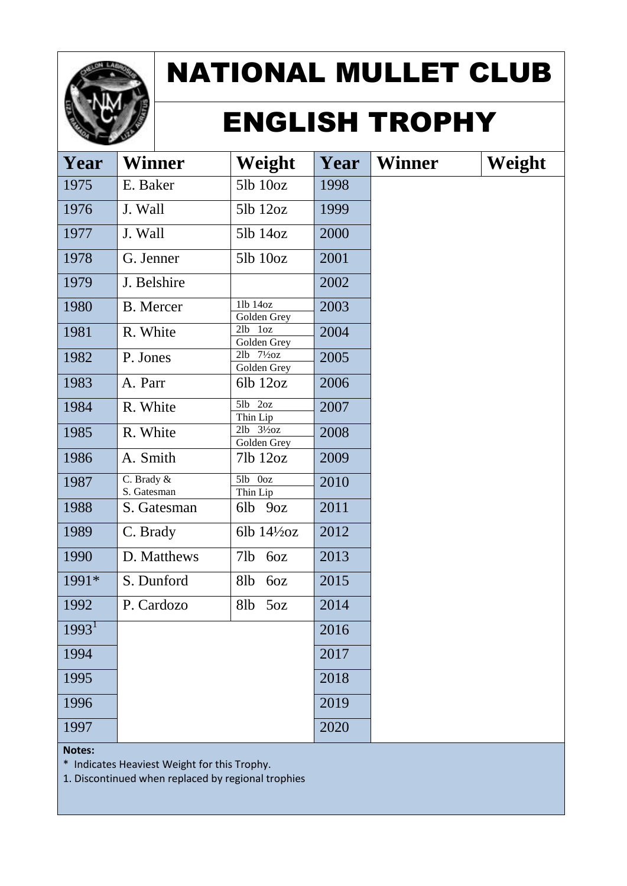# NATIONAL MULLET CLUB

## ENGLISH TROPHY

| Year | Winner | Weight | Year | Winner | Weight |
|---|---|---|---|---|---|
| 1975 | E. Baker | 5lb 10oz | 1998 | | |
| 1976 | J. Wall | 5lb 12oz | 1999 | | |
| 1977 | J. Wall | 5lb 14oz | 2000 | | |
| 1978 | G. Jenner | 5lb 10oz | 2001 | | |
| 1979 | J. Belshire | | 2002 | | |
| 1980 | B. Mercer | 1lb 14oz Golden Grey | 2003 | | |
| 1981 | R. White | 2lb 1oz Golden Grey | 2004 | | |
| 1982 | P. Jones | 2lb 7½oz Golden Grey | 2005 | | |
| 1983 | A. Parr | 6lb 12oz | 2006 | | |
| 1984 | R. White | 5lb 2oz Thin Lip | 2007 | | |
| 1985 | R. White | 2lb 3½oz Golden Grey | 2008 | | |
| 1986 | A. Smith | 7lb 12oz | 2009 | | |
| 1987 | C. Brady & S. Gatesman | 5lb 0oz Thin Lip | 2010 | | |
| 1988 | S. Gatesman | 6lb 9oz | 2011 | | |
| 1989 | C. Brady | 6lb 14½oz | 2012 | | |
| 1990 | D. Matthews | 7lb 6oz | 2013 | | |
| 1991* | S. Dunford | 8lb 6oz | 2015 | | |
| 1992 | P. Cardozo | 8lb 5oz | 2014 | | |
| 1993[1] | | | 2016 | | |
| 1994 | | | 2017 | | |
| 1995 | | | 2018 | | |
| 1996 | | | 2019 | | |
| 1997 | | | 2020 | | |

**Notes:**

\* Indicates Heaviest Weight for this Trophy.

1. Discontinued when replaced by regional trophies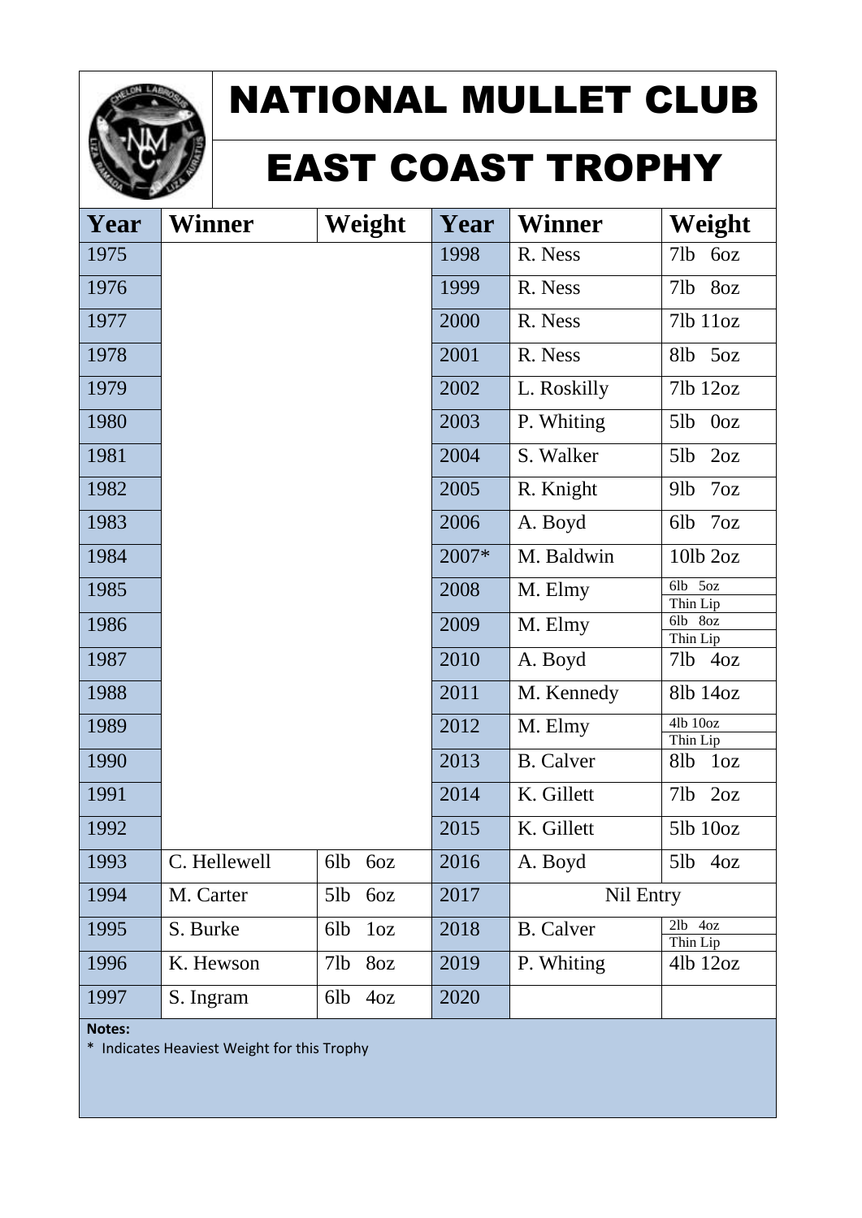# NATIONAL MULLET CLUB

# EAST COAST TROPHY

| Year | Winner | Weight | Year | Winner | Weight |
|---|---|---|---|---|---|
| 1975 | | | 1998 | R. Ness | 7lb 6oz |
| 1976 | | | 1999 | R. Ness | 7lb 8oz |
| 1977 | | | 2000 | R. Ness | 7lb 11oz |
| 1978 | | | 2001 | R. Ness | 8lb 5oz |
| 1979 | | | 2002 | L. Roskilly | 7lb 12oz |
| 1980 | | | 2003 | P. Whiting | 5lb 0oz |
| 1981 | | | 2004 | S. Walker | 5lb 2oz |
| 1982 | | | 2005 | R. Knight | 9lb 7oz |
| 1983 | | | 2006 | A. Boyd | 6lb 7oz |
| 1984 | | | 2007* | M. Baldwin | 10lb 2oz |
| 1985 | | | 2008 | M. Elmy | 6lb 5oz Thin Lip |
| 1986 | | | 2009 | M. Elmy | 6lb 8oz Thin Lip |
| 1987 | | | 2010 | A. Boyd | 7lb 4oz |
| 1988 | | | 2011 | M. Kennedy | 8lb 14oz |
| 1989 | | | 2012 | M. Elmy | 4lb 10oz Thin Lip |
| 1990 | | | 2013 | B. Calver | 8lb 1oz |
| 1991 | | | 2014 | K. Gillett | 7lb 2oz |
| 1992 | | | 2015 | K. Gillett | 5lb 10oz |
| 1993 | C. Hellewell | 6lb 6oz | 2016 | A. Boyd | 5lb 4oz |
| 1994 | M. Carter | 5lb 6oz | 2017 | Nil Entry | |
| 1995 | S. Burke | 6lb 1oz | 2018 | B. Calver | 2lb 4oz Thin Lip |
| 1996 | K. Hewson | 7lb 8oz | 2019 | P. Whiting | 4lb 12oz |
| 1997 | S. Ingram | 6lb 4oz | 2020 | | |

**Notes:**

* Indicates Heaviest Weight for this Trophy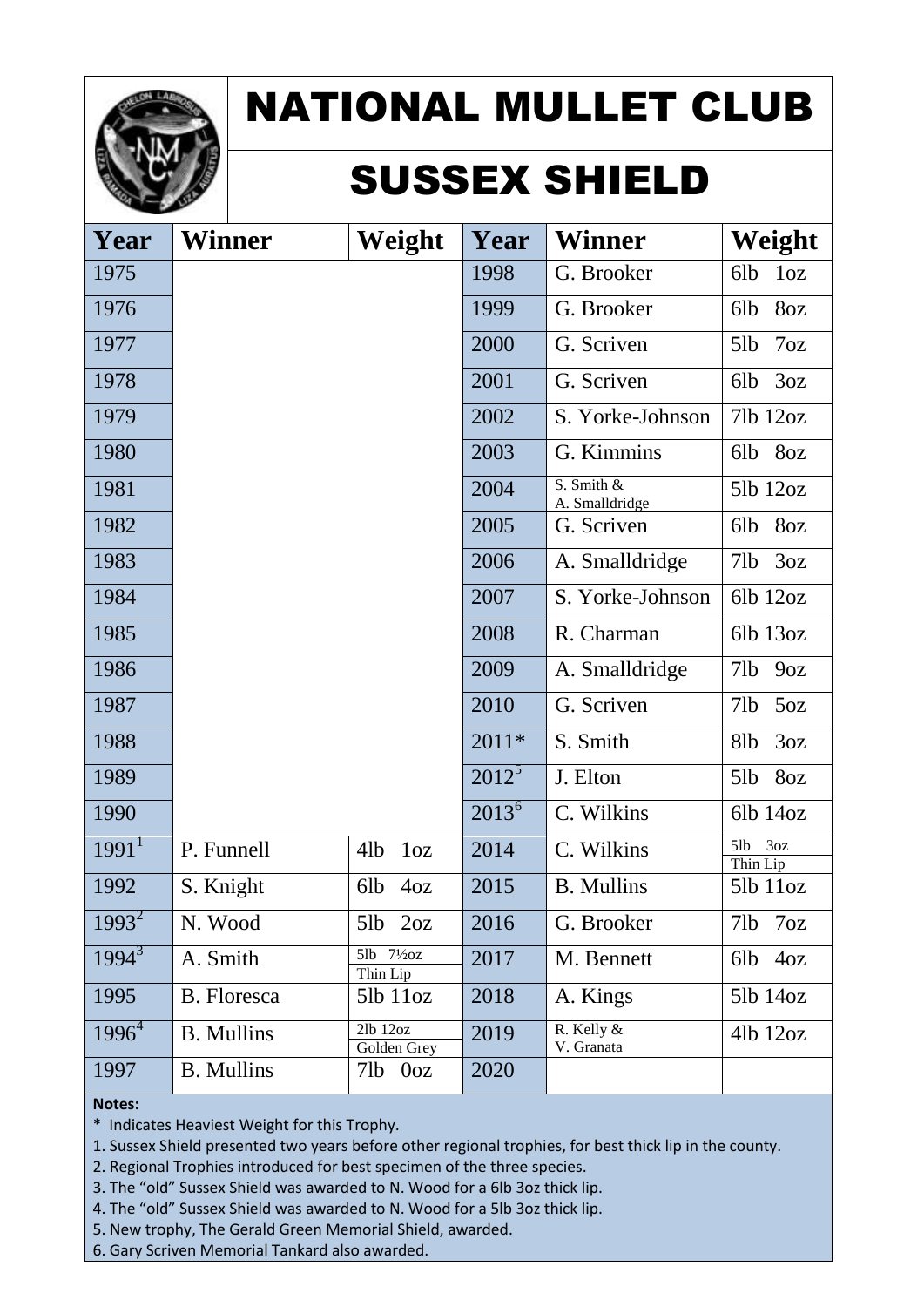# NATIONAL MULLET CLUB

## SUSSEX SHIELD

| Year | Winner | Weight | Year | Winner | Weight |
|---|---|---|---|---|---|
| 1975 | | | 1998 | G. Brooker | 6lb 1oz |
| 1976 | | | 1999 | G. Brooker | 6lb 8oz |
| 1977 | | | 2000 | G. Scriven | 5lb 7oz |
| 1978 | | | 2001 | G. Scriven | 6lb 3oz |
| 1979 | | | 2002 | S. Yorke-Johnson | 7lb 12oz |
| 1980 | | | 2003 | G. Kimmins | 6lb 8oz |
| 1981 | | | 2004 | S. Smith & A. Smalldridge | 5lb 12oz |
| 1982 | | | 2005 | G. Scriven | 6lb 8oz |
| 1983 | | | 2006 | A. Smalldridge | 7lb 3oz |
| 1984 | | | 2007 | S. Yorke-Johnson | 6lb 12oz |
| 1985 | | | 2008 | R. Charman | 6lb 13oz |
| 1986 | | | 2009 | A. Smalldridge | 7lb 9oz |
| 1987 | | | 2010 | G. Scriven | 7lb 5oz |
| 1988 | | | 2011* | S. Smith | 8lb 3oz |
| 1989 | | | 2012[5] | J. Elton | 5lb 8oz |
| 1990 | | | 2013[6] | C. Wilkins | 6lb 14oz |
| 1991[1] | P. Funnell | 4lb 1oz | 2014 | C. Wilkins | 5lb 3oz Thin Lip |
| 1992 | S. Knight | 6lb 4oz | 2015 | B. Mullins | 5lb 11oz |
| 1993[2] | N. Wood | 5lb 2oz | 2016 | G. Brooker | 7lb 7oz |
| 1994[3] | A. Smith | 5lb 7½oz Thin Lip | 2017 | M. Bennett | 6lb 4oz |
| 1995 | B. Floresca | 5lb 11oz | 2018 | A. Kings | 5lb 14oz |
| 1996[4] | B. Mullins | 2lb 12oz Golden Grey | 2019 | R. Kelly & V. Granata | 4lb 12oz |
| 1997 | B. Mullins | 7lb 0oz | 2020 | | |

**Notes:**

* Indicates Heaviest Weight for this Trophy.

1. Sussex Shield presented two years before other regional trophies, for best thick lip in the county.
2. Regional Trophies introduced for best specimen of the three species.
3. The "old" Sussex Shield was awarded to N. Wood for a 6lb 3oz thick lip.
4. The "old" Sussex Shield was awarded to N. Wood for a 5lb 3oz thick lip.
5. New trophy, The Gerald Green Memorial Shield, awarded.
6. Gary Scriven Memorial Tankard also awarded.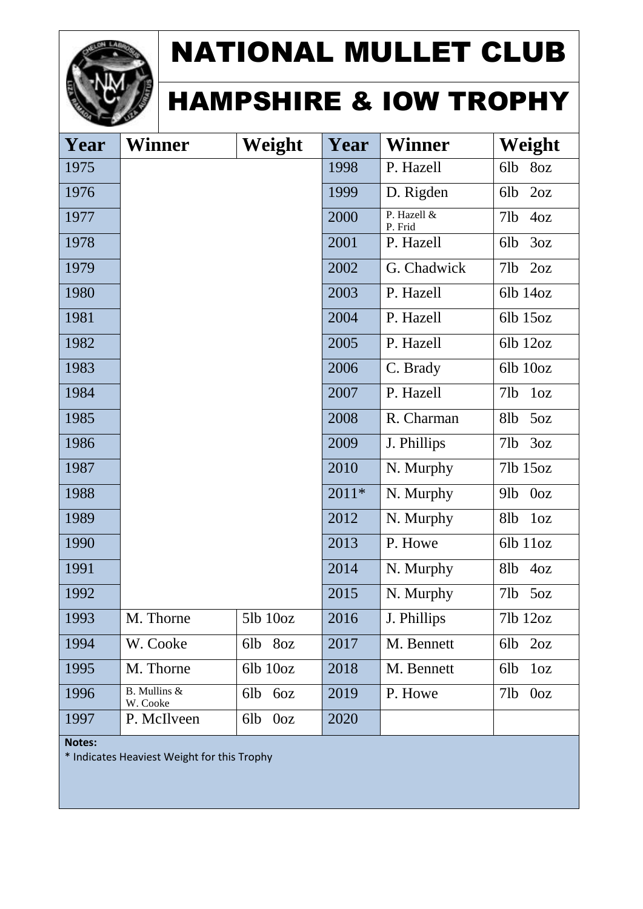# NATIONAL MULLET CLUB

## HAMPSHIRE & IOW TROPHY

| Year | Winner | Weight | Year | Winner | Weight |
|---|---|---|---|---|---|
| 1975 | | | 1998 | P. Hazell | 6lb 8oz |
| 1976 | | | 1999 | D. Rigden | 6lb 2oz |
| 1977 | | | 2000 | P. Hazell & P. Frid | 7lb 4oz |
| 1978 | | | 2001 | P. Hazell | 6lb 3oz |
| 1979 | | | 2002 | G. Chadwick | 7lb 2oz |
| 1980 | | | 2003 | P. Hazell | 6lb 14oz |
| 1981 | | | 2004 | P. Hazell | 6lb 15oz |
| 1982 | | | 2005 | P. Hazell | 6lb 12oz |
| 1983 | | | 2006 | C. Brady | 6lb 10oz |
| 1984 | | | 2007 | P. Hazell | 7lb 1oz |
| 1985 | | | 2008 | R. Charman | 8lb 5oz |
| 1986 | | | 2009 | J. Phillips | 7lb 3oz |
| 1987 | | | 2010 | N. Murphy | 7lb 15oz |
| 1988 | | | 2011* | N. Murphy | 9lb 0oz |
| 1989 | | | 2012 | N. Murphy | 8lb 1oz |
| 1990 | | | 2013 | P. Howe | 6lb 11oz |
| 1991 | | | 2014 | N. Murphy | 8lb 4oz |
| 1992 | | | 2015 | N. Murphy | 7lb 5oz |
| 1993 | M. Thorne | 5lb 10oz | 2016 | J. Phillips | 7lb 12oz |
| 1994 | W. Cooke | 6lb 8oz | 2017 | M. Bennett | 6lb 2oz |
| 1995 | M. Thorne | 6lb 10oz | 2018 | M. Bennett | 6lb 1oz |
| 1996 | B. Mullins & W. Cooke | 6lb 6oz | 2019 | P. Howe | 7lb 0oz |
| 1997 | P. McIlveen | 6lb 0oz | 2020 | | |

**Notes:**

* Indicates Heaviest Weight for this Trophy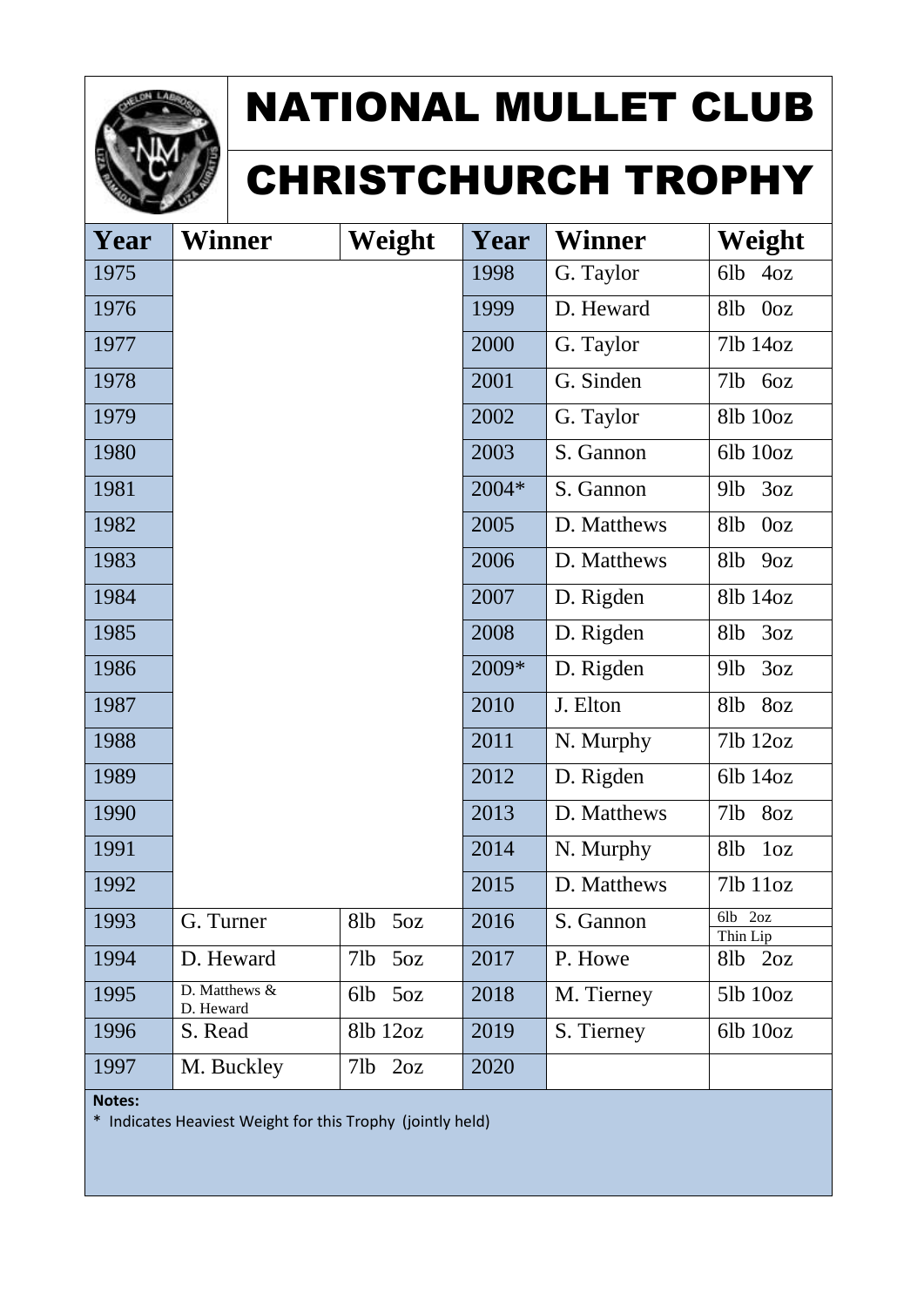# NATIONAL MULLET CLUB

# CHRISTCHURCH TROPHY

| Year | Winner | Weight | Year | Winner | Weight |
|---|---|---|---|---|---|
| 1975 | | | 1998 | G. Taylor | 6lb 4oz |
| 1976 | | | 1999 | D. Heward | 8lb 0oz |
| 1977 | | | 2000 | G. Taylor | 7lb 14oz |
| 1978 | | | 2001 | G. Sinden | 7lb 6oz |
| 1979 | | | 2002 | G. Taylor | 8lb 10oz |
| 1980 | | | 2003 | S. Gannon | 6lb 10oz |
| 1981 | | | 2004* | S. Gannon | 9lb 3oz |
| 1982 | | | 2005 | D. Matthews | 8lb 0oz |
| 1983 | | | 2006 | D. Matthews | 8lb 9oz |
| 1984 | | | 2007 | D. Rigden | 8lb 14oz |
| 1985 | | | 2008 | D. Rigden | 8lb 3oz |
| 1986 | | | 2009* | D. Rigden | 9lb 3oz |
| 1987 | | | 2010 | J. Elton | 8lb 8oz |
| 1988 | | | 2011 | N. Murphy | 7lb 12oz |
| 1989 | | | 2012 | D. Rigden | 6lb 14oz |
| 1990 | | | 2013 | D. Matthews | 7lb 8oz |
| 1991 | | | 2014 | N. Murphy | 8lb 1oz |
| 1992 | | | 2015 | D. Matthews | 7lb 11oz |
| 1993 | G. Turner | 8lb 5oz | 2016 | S. Gannon | 6lb 2oz Thin Lip |
| 1994 | D. Heward | 7lb 5oz | 2017 | P. Howe | 8lb 2oz |
| 1995 | D. Matthews & D. Heward | 6lb 5oz | 2018 | M. Tierney | 5lb 10oz |
| 1996 | S. Read | 8lb 12oz | 2019 | S. Tierney | 6lb 10oz |
| 1997 | M. Buckley | 7lb 2oz | 2020 | | |

**Notes:**

* Indicates Heaviest Weight for this Trophy (jointly held)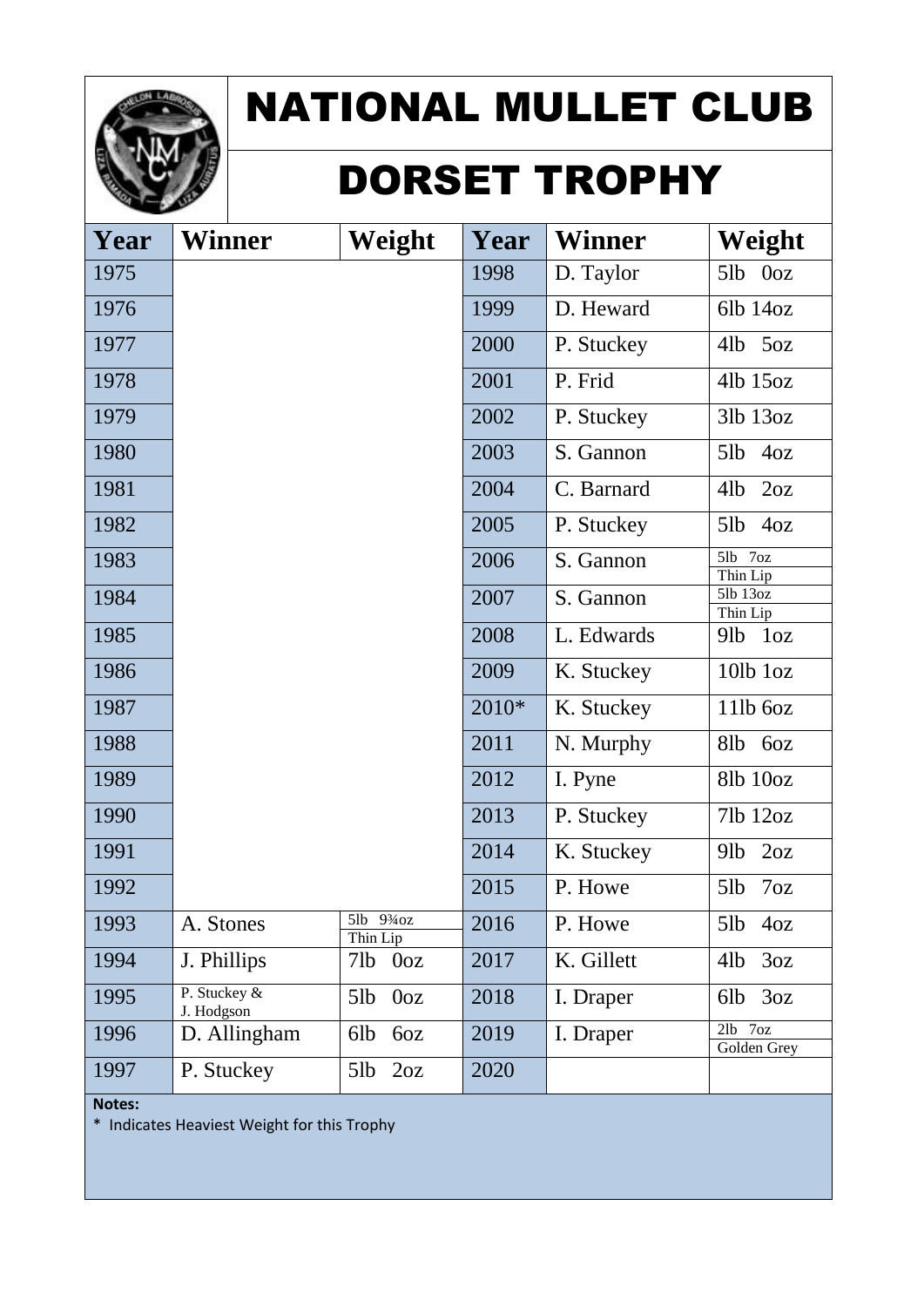# NATIONAL MULLET CLUB

## DORSET TROPHY

| Year | Winner | Weight | Year | Winner | Weight |
|---|---|---|---|---|---|
| 1975 | | | 1998 | D. Taylor | 5lb 0oz |
| 1976 | | | 1999 | D. Heward | 6lb 14oz |
| 1977 | | | 2000 | P. Stuckey | 4lb 5oz |
| 1978 | | | 2001 | P. Frid | 4lb 15oz |
| 1979 | | | 2002 | P. Stuckey | 3lb 13oz |
| 1980 | | | 2003 | S. Gannon | 5lb 4oz |
| 1981 | | | 2004 | C. Barnard | 4lb 2oz |
| 1982 | | | 2005 | P. Stuckey | 5lb 4oz |
| 1983 | | | 2006 | S. Gannon | 5lb 7oz Thin Lip |
| 1984 | | | 2007 | S. Gannon | 5lb 13oz Thin Lip |
| 1985 | | | 2008 | L. Edwards | 9lb 1oz |
| 1986 | | | 2009 | K. Stuckey | 10lb 1oz |
| 1987 | | | 2010* | K. Stuckey | 11lb 6oz |
| 1988 | | | 2011 | N. Murphy | 8lb 6oz |
| 1989 | | | 2012 | I. Pyne | 8lb 10oz |
| 1990 | | | 2013 | P. Stuckey | 7lb 12oz |
| 1991 | | | 2014 | K. Stuckey | 9lb 2oz |
| 1992 | | | 2015 | P. Howe | 5lb 7oz |
| 1993 | A. Stones | 5lb 9¾oz Thin Lip | 2016 | P. Howe | 5lb 4oz |
| 1994 | J. Phillips | 7lb 0oz | 2017 | K. Gillett | 4lb 3oz |
| 1995 | P. Stuckey & J. Hodgson | 5lb 0oz | 2018 | I. Draper | 6lb 3oz |
| 1996 | D. Allingham | 6lb 6oz | 2019 | I. Draper | 2lb 7oz Golden Grey |
| 1997 | P. Stuckey | 5lb 2oz | 2020 | | |

**Notes:**

* Indicates Heaviest Weight for this Trophy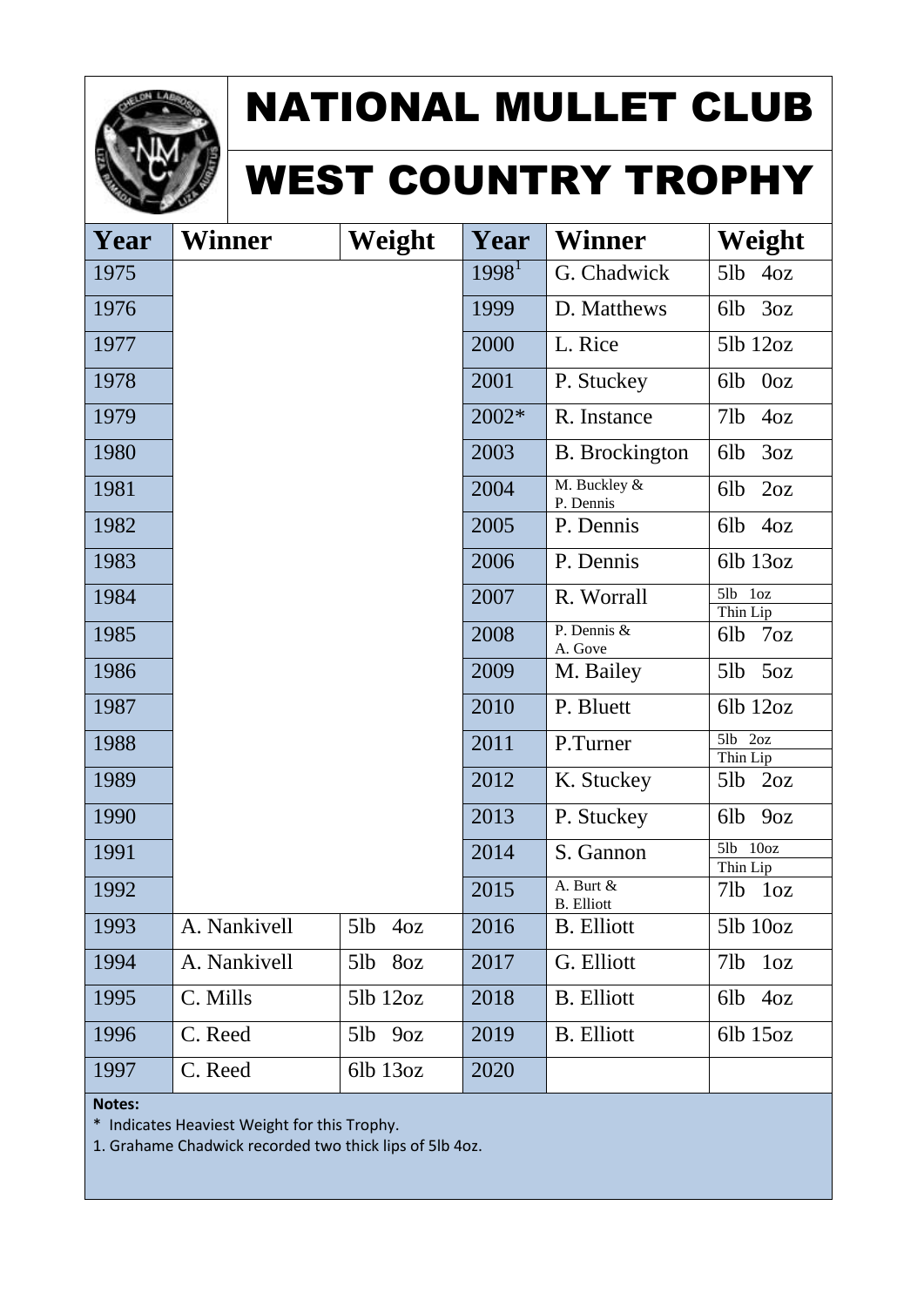# NATIONAL MULLET CLUB

## WEST COUNTRY TROPHY

| Year | Winner | Weight | Year | Winner | Weight |
|---|---|---|---|---|---|
| 1975 | | | 1998[1] | G. Chadwick | 5lb 4oz |
| 1976 | | | 1999 | D. Matthews | 6lb 3oz |
| 1977 | | | 2000 | L. Rice | 5lb 12oz |
| 1978 | | | 2001 | P. Stuckey | 6lb 0oz |
| 1979 | | | 2002* | R. Instance | 7lb 4oz |
| 1980 | | | 2003 | B. Brockington | 6lb 3oz |
| 1981 | | | 2004 | M. Buckley & P. Dennis | 6lb 2oz |
| 1982 | | | 2005 | P. Dennis | 6lb 4oz |
| 1983 | | | 2006 | P. Dennis | 6lb 13oz |
| 1984 | | | 2007 | R. Worrall | 5lb 1oz Thin Lip |
| 1985 | | | 2008 | P. Dennis & A. Gove | 6lb 7oz |
| 1986 | | | 2009 | M. Bailey | 5lb 5oz |
| 1987 | | | 2010 | P. Bluett | 6lb 12oz |
| 1988 | | | 2011 | P.Turner | 5lb 2oz Thin Lip |
| 1989 | | | 2012 | K. Stuckey | 5lb 2oz |
| 1990 | | | 2013 | P. Stuckey | 6lb 9oz |
| 1991 | | | 2014 | S. Gannon | 5lb 10oz Thin Lip |
| 1992 | | | 2015 | A. Burt & B. Elliott | 7lb 1oz |
| 1993 | A. Nankivell | 5lb 4oz | 2016 | B. Elliott | 5lb 10oz |
| 1994 | A. Nankivell | 5lb 8oz | 2017 | G. Elliott | 7lb 1oz |
| 1995 | C. Mills | 5lb 12oz | 2018 | B. Elliott | 6lb 4oz |
| 1996 | C. Reed | 5lb 9oz | 2019 | B. Elliott | 6lb 15oz |
| 1997 | C. Reed | 6lb 13oz | 2020 | | |

**Notes:**

\* Indicates Heaviest Weight for this Trophy.

1. Grahame Chadwick recorded two thick lips of 5lb 4oz.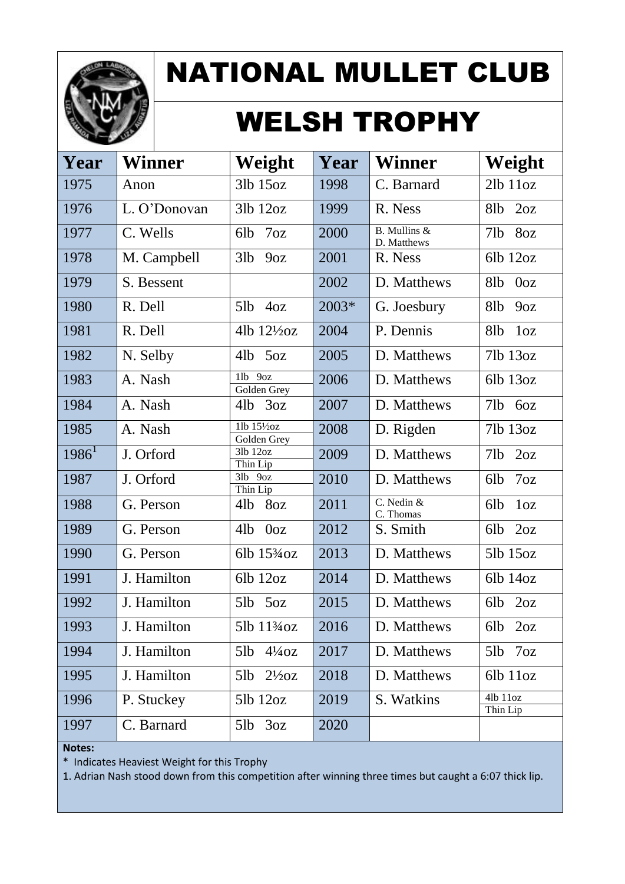# NATIONAL MULLET CLUB

# WELSH TROPHY

| Year | Winner | Weight | Year | Winner | Weight |
|---|---|---|---|---|---|
| 1975 | Anon | 3lb 15oz | 1998 | C. Barnard | 2lb 11oz |
| 1976 | L. O'Donovan | 3lb 12oz | 1999 | R. Ness | 8lb 2oz |
| 1977 | C. Wells | 6lb 7oz | 2000 | B. Mullins & D. Matthews | 7lb 8oz |
| 1978 | M. Campbell | 3lb 9oz | 2001 | R. Ness | 6lb 12oz |
| 1979 | S. Bessent | | 2002 | D. Matthews | 8lb 0oz |
| 1980 | R. Dell | 5lb 4oz | 2003* | G. Joesbury | 8lb 9oz |
| 1981 | R. Dell | 4lb 12½oz | 2004 | P. Dennis | 8lb 1oz |
| 1982 | N. Selby | 4lb 5oz | 2005 | D. Matthews | 7lb 13oz |
| 1983 | A. Nash | 1lb 9oz Golden Grey | 2006 | D. Matthews | 6lb 13oz |
| 1984 | A. Nash | 4lb 3oz | 2007 | D. Matthews | 7lb 6oz |
| 1985 | A. Nash | 1lb 15½oz Golden Grey | 2008 | D. Rigden | 7lb 13oz |
| 1986[1] | J. Orford | 3lb 12oz Thin Lip | 2009 | D. Matthews | 7lb 2oz |
| 1987 | J. Orford | 3lb 9oz Thin Lip | 2010 | D. Matthews | 6lb 7oz |
| 1988 | G. Person | 4lb 8oz | 2011 | C. Nedin & C. Thomas | 6lb 1oz |
| 1989 | G. Person | 4lb 0oz | 2012 | S. Smith | 6lb 2oz |
| 1990 | G. Person | 6lb 15¾oz | 2013 | D. Matthews | 5lb 15oz |
| 1991 | J. Hamilton | 6lb 12oz | 2014 | D. Matthews | 6lb 14oz |
| 1992 | J. Hamilton | 5lb 5oz | 2015 | D. Matthews | 6lb 2oz |
| 1993 | J. Hamilton | 5lb 11¾oz | 2016 | D. Matthews | 6lb 2oz |
| 1994 | J. Hamilton | 5lb 4¼oz | 2017 | D. Matthews | 5lb 7oz |
| 1995 | J. Hamilton | 5lb 2½oz | 2018 | D. Matthews | 6lb 11oz |
| 1996 | P. Stuckey | 5lb 12oz | 2019 | S. Watkins | 4lb 11oz Thin Lip |
| 1997 | C. Barnard | 5lb 3oz | 2020 | | |

**Notes:**

\* Indicates Heaviest Weight for this Trophy

1. Adrian Nash stood down from this competition after winning three times but caught a 6:07 thick lip.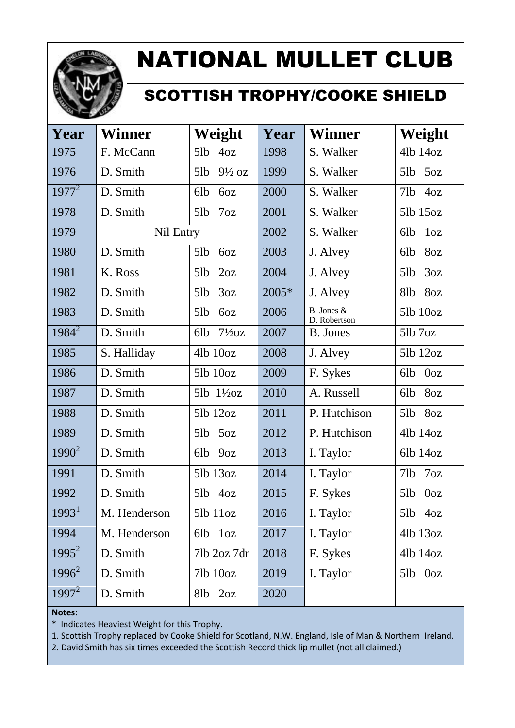# NATIONAL MULLET CLUB

## SCOTTISH TROPHY/COOKE SHIELD

| Year | Winner | Weight | Year | Winner | Weight |
|---|---|---|---|---|---|
| 1975 | F. McCann | 5lb 4oz | 1998 | S. Walker | 4lb 14oz |
| 1976 | D. Smith | 5lb 9½ oz | 1999 | S. Walker | 5lb 5oz |
| 1977[2] | D. Smith | 6lb 6oz | 2000 | S. Walker | 7lb 4oz |
| 1978 | D. Smith | 5lb 7oz | 2001 | S. Walker | 5lb 15oz |
| 1979 | Nil Entry | | 2002 | S. Walker | 6lb 1oz |
| 1980 | D. Smith | 5lb 6oz | 2003 | J. Alvey | 6lb 8oz |
| 1981 | K. Ross | 5lb 2oz | 2004 | J. Alvey | 5lb 3oz |
| 1982 | D. Smith | 5lb 3oz | 2005* | J. Alvey | 8lb 8oz |
| 1983 | D. Smith | 5lb 6oz | 2006 | B. Jones & D. Robertson | 5lb 10oz |
| 1984[2] | D. Smith | 6lb 7½oz | 2007 | B. Jones | 5lb 7oz |
| 1985 | S. Halliday | 4lb 10oz | 2008 | J. Alvey | 5lb 12oz |
| 1986 | D. Smith | 5lb 10oz | 2009 | F. Sykes | 6lb 0oz |
| 1987 | D. Smith | 5lb 1½oz | 2010 | A. Russell | 6lb 8oz |
| 1988 | D. Smith | 5lb 12oz | 2011 | P. Hutchison | 5lb 8oz |
| 1989 | D. Smith | 5lb 5oz | 2012 | P. Hutchison | 4lb 14oz |
| 1990[2] | D. Smith | 6lb 9oz | 2013 | I. Taylor | 6lb 14oz |
| 1991 | D. Smith | 5lb 13oz | 2014 | I. Taylor | 7lb 7oz |
| 1992 | D. Smith | 5lb 4oz | 2015 | F. Sykes | 5lb 0oz |
| 1993[1] | M. Henderson | 5lb 11oz | 2016 | I. Taylor | 5lb 4oz |
| 1994 | M. Henderson | 6lb 1oz | 2017 | I. Taylor | 4lb 13oz |
| 1995[2] | D. Smith | 7lb 2oz 7dr | 2018 | F. Sykes | 4lb 14oz |
| 1996[2] | D. Smith | 7lb 10oz | 2019 | I. Taylor | 5lb 0oz |
| 1997[2] | D. Smith | 8lb 2oz | 2020 | | |

**Notes:**

\* Indicates Heaviest Weight for this Trophy.

1. Scottish Trophy replaced by Cooke Shield for Scotland, N.W. England, Isle of Man & Northern Ireland.
2. David Smith has six times exceeded the Scottish Record thick lip mullet (not all claimed.)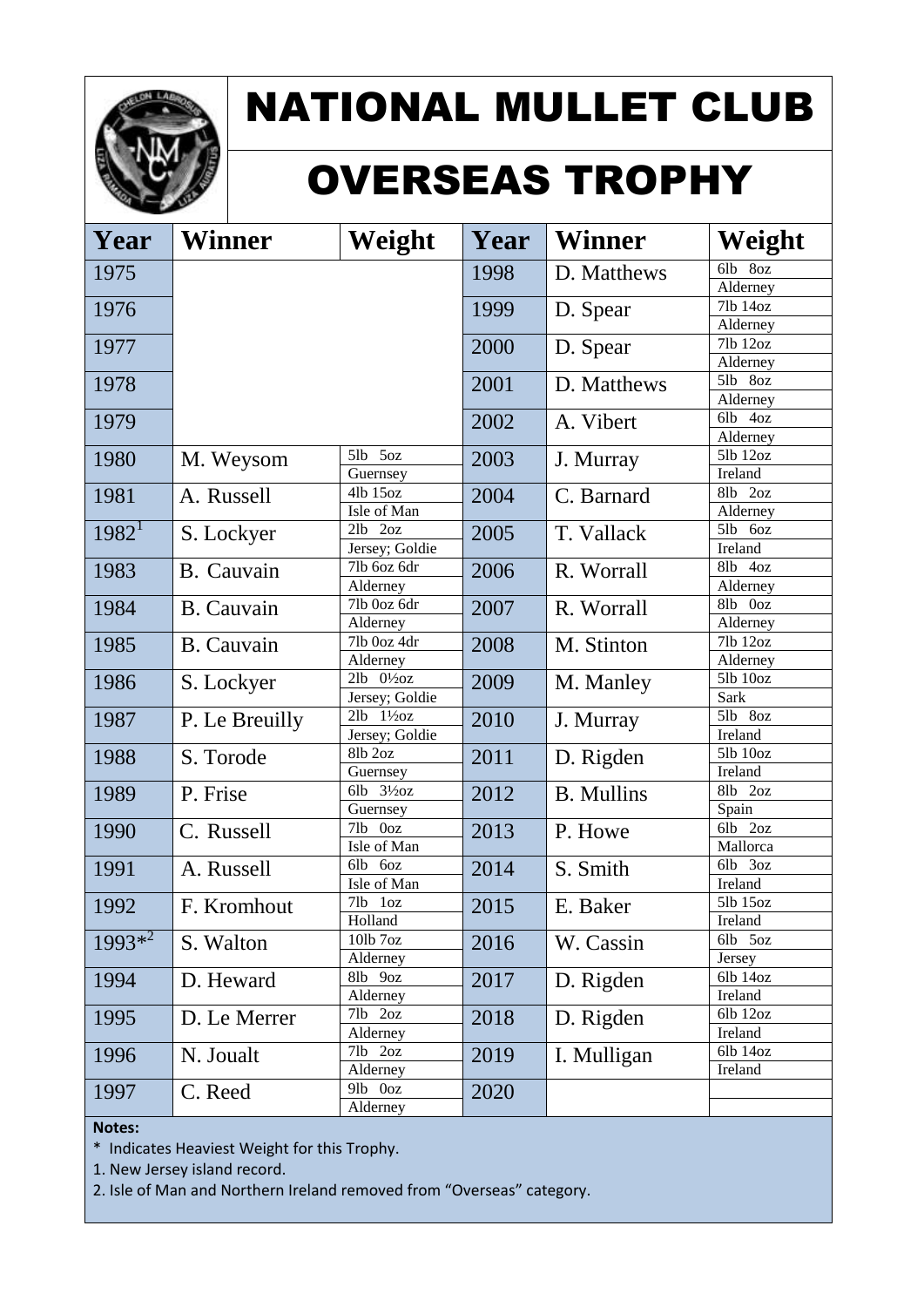# NATIONAL MULLET CLUB

## OVERSEAS TROPHY

| Year | Winner | Weight | Year | Winner | Weight |
|---|---|---|---|---|---|
| 1975 | | | 1998 | D. Matthews | 6lb 8oz Alderney |
| 1976 | | | 1999 | D. Spear | 7lb 14oz Alderney |
| 1977 | | | 2000 | D. Spear | 7lb 12oz Alderney |
| 1978 | | | 2001 | D. Matthews | 5lb 8oz Alderney |
| 1979 | | | 2002 | A. Vibert | 6lb 4oz Alderney |
| 1980 | M. Weysom | 5lb 5oz Guernsey | 2003 | J. Murray | 5lb 12oz Ireland |
| 1981 | A. Russell | 4lb 15oz Isle of Man | 2004 | C. Barnard | 8lb 2oz Alderney |
| 1982[1] | S. Lockyer | 2lb 2oz Jersey; Goldie | 2005 | T. Vallack | 5lb 6oz Ireland |
| 1983 | B. Cauvain | 7lb 6oz 6dr Alderney | 2006 | R. Worrall | 8lb 4oz Alderney |
| 1984 | B. Cauvain | 7lb 0oz 6dr Alderney | 2007 | R. Worrall | 8lb 0oz Alderney |
| 1985 | B. Cauvain | 7lb 0oz 4dr Alderney | 2008 | M. Stinton | 7lb 12oz Alderney |
| 1986 | S. Lockyer | 2lb 0½oz Jersey; Goldie | 2009 | M. Manley | 5lb 10oz Sark |
| 1987 | P. Le Breuilly | 2lb 1½oz Jersey; Goldie | 2010 | J. Murray | 5lb 8oz Ireland |
| 1988 | S. Torode | 8lb 2oz Guernsey | 2011 | D. Rigden | 5lb 10oz Ireland |
| 1989 | P. Frise | 6lb 3½oz Guernsey | 2012 | B. Mullins | 8lb 2oz Spain |
| 1990 | C. Russell | 7lb 0oz Isle of Man | 2013 | P. Howe | 6lb 2oz Mallorca |
| 1991 | A. Russell | 6lb 6oz Isle of Man | 2014 | S. Smith | 6lb 3oz Ireland |
| 1992 | F. Kromhout | 7lb 1oz Holland | 2015 | E. Baker | 5lb 15oz Ireland |
| 1993*[2] | S. Walton | 10lb 7oz Alderney | 2016 | W. Cassin | 6lb 5oz Jersey |
| 1994 | D. Heward | 8lb 9oz Alderney | 2017 | D. Rigden | 6lb 14oz Ireland |
| 1995 | D. Le Merrer | 7lb 2oz Alderney | 2018 | D. Rigden | 6lb 12oz Ireland |
| 1996 | N. Joualt | 7lb 2oz Alderney | 2019 | I. Mulligan | 6lb 14oz Ireland |
| 1997 | C. Reed | 9lb 0oz Alderney | 2020 | | |

**Notes:**

* Indicates Heaviest Weight for this Trophy.

1. New Jersey island record.
2. Isle of Man and Northern Ireland removed from "Overseas" category.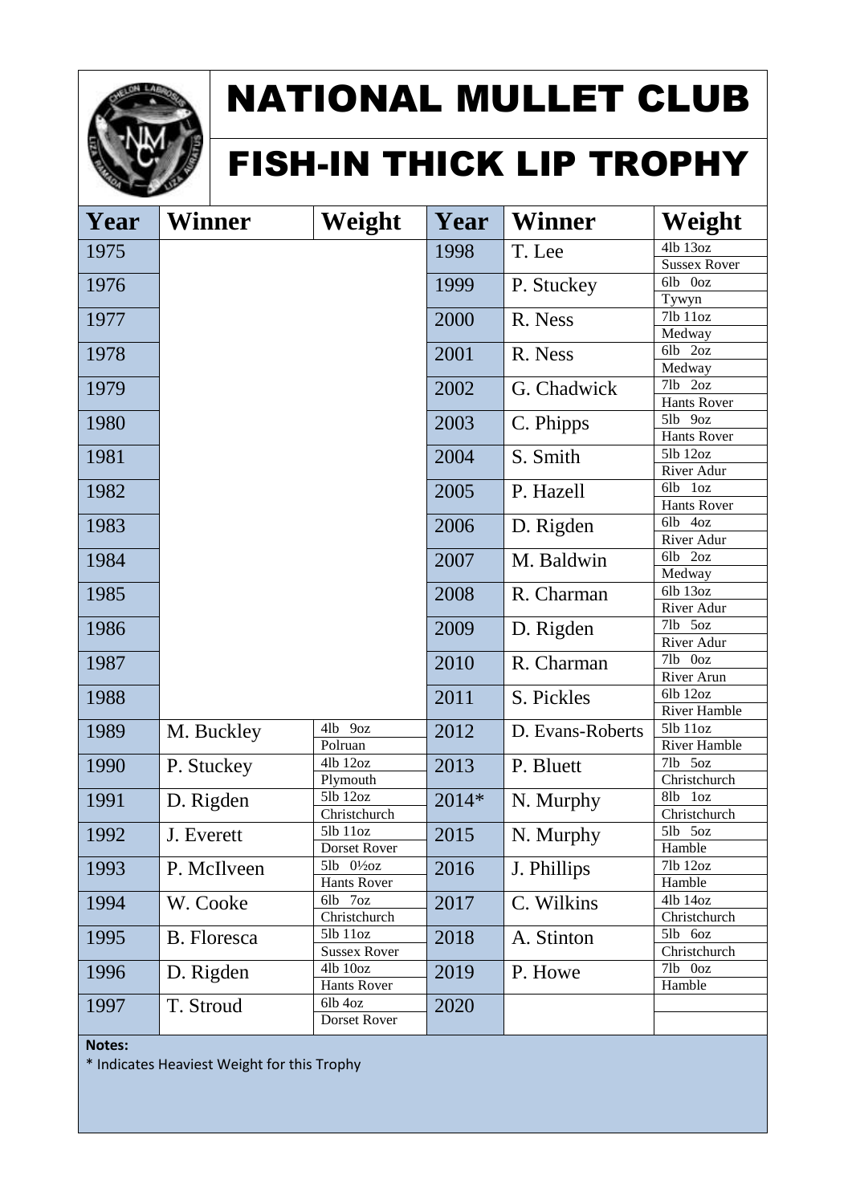# NATIONAL MULLET CLUB

## FISH-IN THICK LIP TROPHY

| Year | Winner | Weight | Year | Winner | Weight |
|---|---|---|---|---|---|
| 1975 | | | 1998 | T. Lee | 4lb 13oz Sussex Rover |
| 1976 | | | 1999 | P. Stuckey | 6lb 0oz Tywyn |
| 1977 | | | 2000 | R. Ness | 7lb 11oz Medway |
| 1978 | | | 2001 | R. Ness | 6lb 2oz Medway |
| 1979 | | | 2002 | G. Chadwick | 7lb 2oz Hants Rover |
| 1980 | | | 2003 | C. Phipps | 5lb 9oz Hants Rover |
| 1981 | | | 2004 | S. Smith | 5lb 12oz River Adur |
| 1982 | | | 2005 | P. Hazell | 6lb 1oz Hants Rover |
| 1983 | | | 2006 | D. Rigden | 6lb 4oz River Adur |
| 1984 | | | 2007 | M. Baldwin | 6lb 2oz Medway |
| 1985 | | | 2008 | R. Charman | 6lb 13oz River Adur |
| 1986 | | | 2009 | D. Rigden | 7lb 5oz River Adur |
| 1987 | | | 2010 | R. Charman | 7lb 0oz River Arun |
| 1988 | | | 2011 | S. Pickles | 6lb 12oz River Hamble |
| 1989 | M. Buckley | 4lb 9oz Polruan | 2012 | D. Evans-Roberts | 5lb 11oz River Hamble |
| 1990 | P. Stuckey | 4lb 12oz Plymouth | 2013 | P. Bluett | 7lb 5oz Christchurch |
| 1991 | D. Rigden | 5lb 12oz Christchurch | 2014* | N. Murphy | 8lb 1oz Christchurch |
| 1992 | J. Everett | 5lb 11oz Dorset Rover | 2015 | N. Murphy | 5lb 5oz Hamble |
| 1993 | P. McIlveen | 5lb 0½oz Hants Rover | 2016 | J. Phillips | 7lb 12oz Hamble |
| 1994 | W. Cooke | 6lb 7oz Christchurch | 2017 | C. Wilkins | 4lb 14oz Christchurch |
| 1995 | B. Floresca | 5lb 11oz Sussex Rover | 2018 | A. Stinton | 5lb 6oz Christchurch |
| 1996 | D. Rigden | 4lb 10oz Hants Rover | 2019 | P. Howe | 7lb 0oz Hamble |
| 1997 | T. Stroud | 6lb 4oz Dorset Rover | 2020 | | |

**Notes:**

* Indicates Heaviest Weight for this Trophy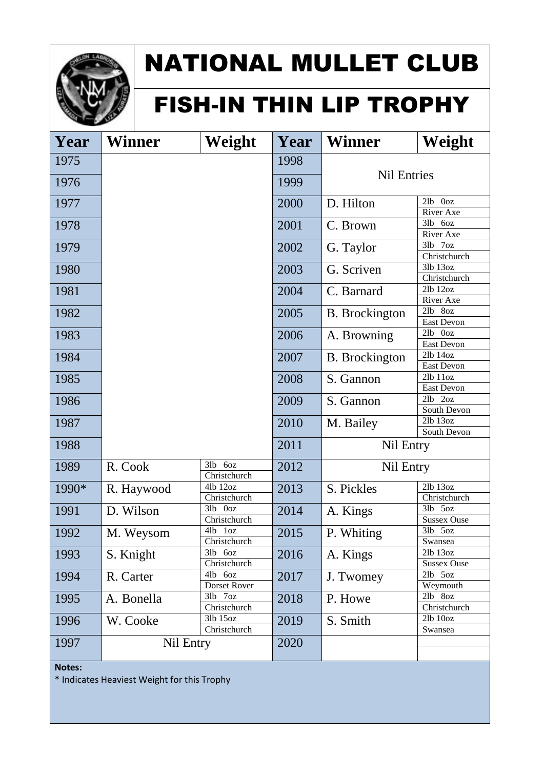# NATIONAL MULLET CLUB

## FISH-IN THIN LIP TROPHY

| Year | Winner | Weight | Year | Winner | Weight |
|---|---|---|---|---|---|
| 1975 | | | 1998 | Nil Entries | |
| 1976 | | | 1999 | | |
| 1977 | | | 2000 | D. Hilton | 2lb 0oz River Axe |
| 1978 | | | 2001 | C. Brown | 3lb 6oz River Axe |
| 1979 | | | 2002 | G. Taylor | 3lb 7oz Christchurch |
| 1980 | | | 2003 | G. Scriven | 3lb 13oz Christchurch |
| 1981 | | | 2004 | C. Barnard | 2lb 12oz River Axe |
| 1982 | | | 2005 | B. Brockington | 2lb 8oz East Devon |
| 1983 | | | 2006 | A. Browning | 2lb 0oz East Devon |
| 1984 | | | 2007 | B. Brockington | 2lb 14oz East Devon |
| 1985 | | | 2008 | S. Gannon | 2lb 11oz East Devon |
| 1986 | | | 2009 | S. Gannon | 2lb 2oz South Devon |
| 1987 | | | 2010 | M. Bailey | 2lb 13oz South Devon |
| 1988 | | | 2011 | Nil Entry | |
| 1989 | R. Cook | 3lb 6oz Christchurch | 2012 | Nil Entry | |
| 1990* | R. Haywood | 4lb 12oz Christchurch | 2013 | S. Pickles | 2lb 13oz Christchurch |
| 1991 | D. Wilson | 3lb 0oz Christchurch | 2014 | A. Kings | 3lb 5oz Sussex Ouse |
| 1992 | M. Weysom | 4lb 1oz Christchurch | 2015 | P. Whiting | 3lb 5oz Swansea |
| 1993 | S. Knight | 3lb 6oz Christchurch | 2016 | A. Kings | 2lb 13oz Sussex Ouse |
| 1994 | R. Carter | 4lb 6oz Dorset Rover | 2017 | J. Twomey | 2lb 5oz Weymouth |
| 1995 | A. Bonella | 3lb 7oz Christchurch | 2018 | P. Howe | 2lb 8oz Christchurch |
| 1996 | W. Cooke | 3lb 15oz Christchurch | 2019 | S. Smith | 2lb 10oz Swansea |
| 1997 | Nil Entry | | 2020 | | |

**Notes:**
* Indicates Heaviest Weight for this Trophy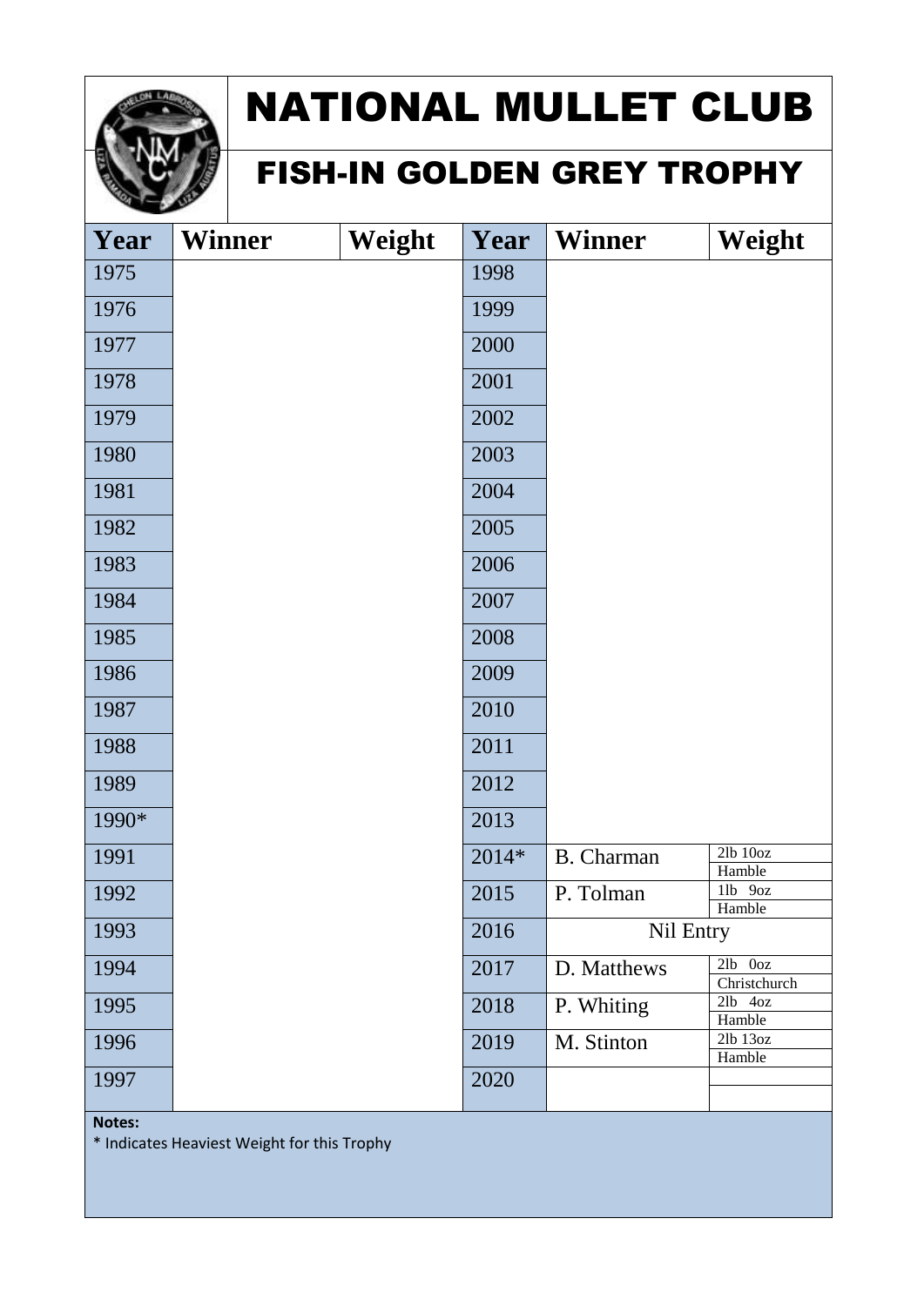# NATIONAL MULLET CLUB

## FISH-IN GOLDEN GREY TROPHY

| Year | Winner | Weight | Year | Winner | Weight |
|---|---|---|---|---|---|
| 1975 | | | 1998 | | |
| 1976 | | | 1999 | | |
| 1977 | | | 2000 | | |
| 1978 | | | 2001 | | |
| 1979 | | | 2002 | | |
| 1980 | | | 2003 | | |
| 1981 | | | 2004 | | |
| 1982 | | | 2005 | | |
| 1983 | | | 2006 | | |
| 1984 | | | 2007 | | |
| 1985 | | | 2008 | | |
| 1986 | | | 2009 | | |
| 1987 | | | 2010 | | |
| 1988 | | | 2011 | | |
| 1989 | | | 2012 | | |
| 1990* | | | 2013 | | |
| 1991 | | | 2014* | B. Charman | 2lb 10oz Hamble |
| 1992 | | | 2015 | P. Tolman | 1lb 9oz Hamble |
| 1993 | | | 2016 | Nil Entry | |
| 1994 | | | 2017 | D. Matthews | 2lb 0oz Christchurch |
| 1995 | | | 2018 | P. Whiting | 2lb 4oz Hamble |
| 1996 | | | 2019 | M. Stinton | 2lb 13oz Hamble |
| 1997 | | | 2020 | | |

**Notes:**

* Indicates Heaviest Weight for this Trophy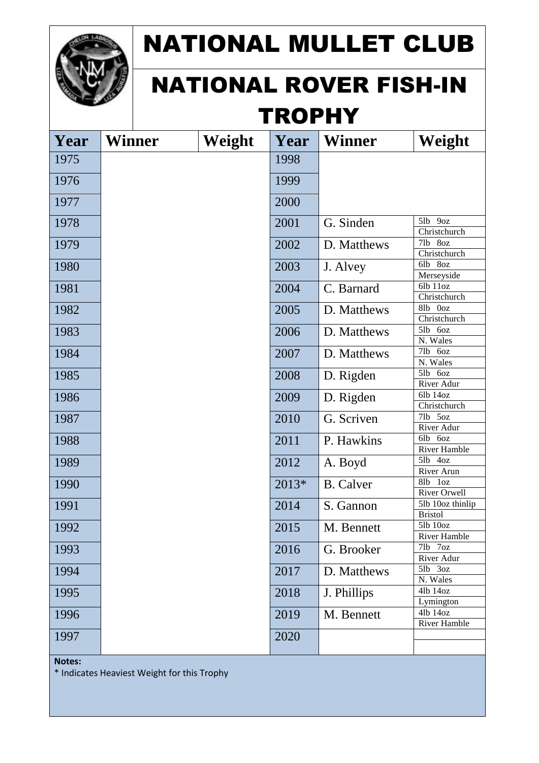# NATIONAL MULLET CLUB

## NATIONAL ROVER FISH-IN TROPHY

| Year | Winner | Weight | Year | Winner | Weight |
|---|---|---|---|---|---|
| 1975 | | | 1998 | | |
| 1976 | | | 1999 | | |
| 1977 | | | 2000 | | |
| 1978 | | | 2001 | G. Sinden | 5lb 9oz Christchurch |
| 1979 | | | 2002 | D. Matthews | 7lb 8oz Christchurch |
| 1980 | | | 2003 | J. Alvey | 6lb 8oz Merseyside |
| 1981 | | | 2004 | C. Barnard | 6lb 11oz Christchurch |
| 1982 | | | 2005 | D. Matthews | 8lb 0oz Christchurch |
| 1983 | | | 2006 | D. Matthews | 5lb 6oz N. Wales |
| 1984 | | | 2007 | D. Matthews | 7lb 6oz N. Wales |
| 1985 | | | 2008 | D. Rigden | 5lb 6oz River Adur |
| 1986 | | | 2009 | D. Rigden | 6lb 14oz Christchurch |
| 1987 | | | 2010 | G. Scriven | 7lb 5oz River Adur |
| 1988 | | | 2011 | P. Hawkins | 6lb 6oz River Hamble |
| 1989 | | | 2012 | A. Boyd | 5lb 4oz River Arun |
| 1990 | | | 2013* | B. Calver | 8lb 1oz River Orwell |
| 1991 | | | 2014 | S. Gannon | 5lb 10oz thinlip Bristol |
| 1992 | | | 2015 | M. Bennett | 5lb 10oz River Hamble |
| 1993 | | | 2016 | G. Brooker | 7lb 7oz River Adur |
| 1994 | | | 2017 | D. Matthews | 5lb 3oz N. Wales |
| 1995 | | | 2018 | J. Phillips | 4lb 14oz Lymington |
| 1996 | | | 2019 | M. Bennett | 4lb 14oz River Hamble |
| 1997 | | | 2020 | | |

**Notes:**
* Indicates Heaviest Weight for this Trophy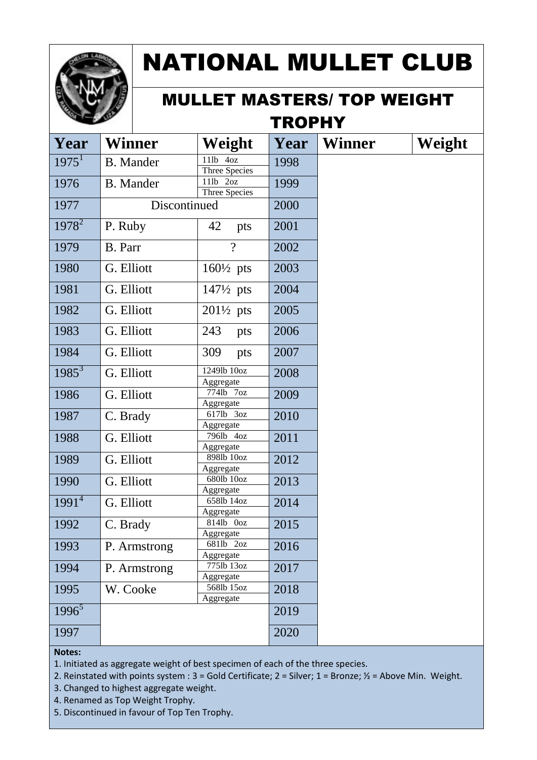# NATIONAL MULLET CLUB

## MULLET MASTERS/ TOP WEIGHT TROPHY

| Year | Winner | Weight | Year | Winner | Weight |
|---|---|---|---|---|---|
| 1975[1] | B. Mander | 11lb 4oz Three Species | 1998 | | |
| 1976 | B. Mander | 11lb 2oz Three Species | 1999 | | |
| 1977 | Discontinued | | 2000 | | |
| 1978[2] | P. Ruby | 42 pts | 2001 | | |
| 1979 | B. Parr | ? | 2002 | | |
| 1980 | G. Elliott | 160½ pts | 2003 | | |
| 1981 | G. Elliott | 147½ pts | 2004 | | |
| 1982 | G. Elliott | 201½ pts | 2005 | | |
| 1983 | G. Elliott | 243 pts | 2006 | | |
| 1984 | G. Elliott | 309 pts | 2007 | | |
| 1985[3] | G. Elliott | 1249lb 10oz Aggregate | 2008 | | |
| 1986 | G. Elliott | 774lb 7oz Aggregate | 2009 | | |
| 1987 | C. Brady | 617lb 3oz Aggregate | 2010 | | |
| 1988 | G. Elliott | 796lb 4oz Aggregate | 2011 | | |
| 1989 | G. Elliott | 898lb 10oz Aggregate | 2012 | | |
| 1990 | G. Elliott | 680lb 10oz Aggregate | 2013 | | |
| 1991[4] | G. Elliott | 658lb 14oz Aggregate | 2014 | | |
| 1992 | C. Brady | 814lb 0oz Aggregate | 2015 | | |
| 1993 | P. Armstrong | 681lb 2oz Aggregate | 2016 | | |
| 1994 | P. Armstrong | 775lb 13oz Aggregate | 2017 | | |
| 1995 | W. Cooke | 568lb 15oz Aggregate | 2018 | | |
| 1996[5] | | | 2019 | | |
| 1997 | | | 2020 | | |

**Notes:**

1. Initiated as aggregate weight of best specimen of each of the three species.
2. Reinstated with points system : 3 = Gold Certificate; 2 = Silver; 1 = Bronze; ½ = Above Min. Weight.
3. Changed to highest aggregate weight.
4. Renamed as Top Weight Trophy.
5. Discontinued in favour of Top Ten Trophy.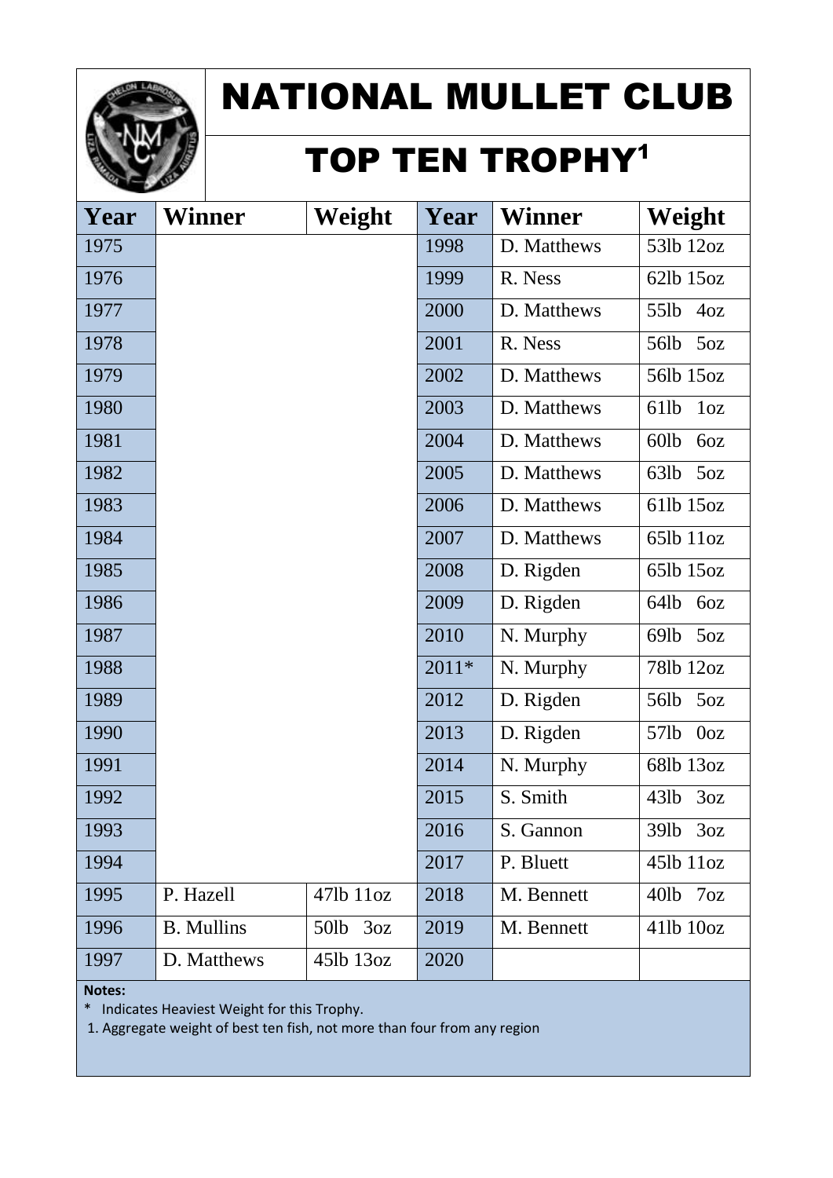# NATIONAL MULLET CLUB

## TOP TEN TROPHY[1]

| Year | Winner | Weight | Year | Winner | Weight |
|---|---|---|---|---|---|
| 1975 | | | 1998 | D. Matthews | 53lb 12oz |
| 1976 | | | 1999 | R. Ness | 62lb 15oz |
| 1977 | | | 2000 | D. Matthews | 55lb 4oz |
| 1978 | | | 2001 | R. Ness | 56lb 5oz |
| 1979 | | | 2002 | D. Matthews | 56lb 15oz |
| 1980 | | | 2003 | D. Matthews | 61lb 1oz |
| 1981 | | | 2004 | D. Matthews | 60lb 6oz |
| 1982 | | | 2005 | D. Matthews | 63lb 5oz |
| 1983 | | | 2006 | D. Matthews | 61lb 15oz |
| 1984 | | | 2007 | D. Matthews | 65lb 11oz |
| 1985 | | | 2008 | D. Rigden | 65lb 15oz |
| 1986 | | | 2009 | D. Rigden | 64lb 6oz |
| 1987 | | | 2010 | N. Murphy | 69lb 5oz |
| 1988 | | | 2011* | N. Murphy | 78lb 12oz |
| 1989 | | | 2012 | D. Rigden | 56lb 5oz |
| 1990 | | | 2013 | D. Rigden | 57lb 0oz |
| 1991 | | | 2014 | N. Murphy | 68lb 13oz |
| 1992 | | | 2015 | S. Smith | 43lb 3oz |
| 1993 | | | 2016 | S. Gannon | 39lb 3oz |
| 1994 | | | 2017 | P. Bluett | 45lb 11oz |
| 1995 | P. Hazell | 47lb 11oz | 2018 | M. Bennett | 40lb 7oz |
| 1996 | B. Mullins | 50lb 3oz | 2019 | M. Bennett | 41lb 10oz |
| 1997 | D. Matthews | 45lb 13oz | 2020 | | |

**Notes:**

* Indicates Heaviest Weight for this Trophy.

1. Aggregate weight of best ten fish, not more than four from any region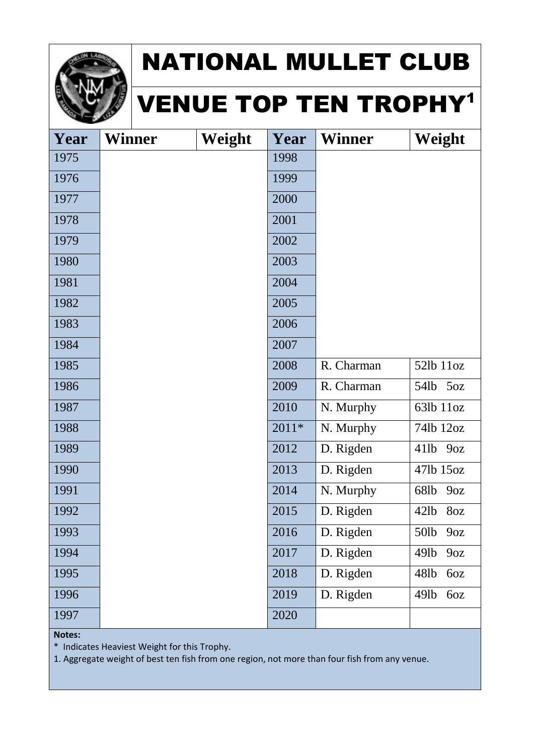# NATIONAL MULLET CLUB

## VENUE TOP TEN TROPHY[1]

| Year | Winner | Weight | Year | Winner | Weight |
|---|---|---|---|---|---|
| 1975 | | | 1998 | | |
| 1976 | | | 1999 | | |
| 1977 | | | 2000 | | |
| 1978 | | | 2001 | | |
| 1979 | | | 2002 | | |
| 1980 | | | 2003 | | |
| 1981 | | | 2004 | | |
| 1982 | | | 2005 | | |
| 1983 | | | 2006 | | |
| 1984 | | | 2007 | | |
| 1985 | | | 2008 | R. Charman | 52lb 11oz |
| 1986 | | | 2009 | R. Charman | 54lb 5oz |
| 1987 | | | 2010 | N. Murphy | 63lb 11oz |
| 1988 | | | 2011* | N. Murphy | 74lb 12oz |
| 1989 | | | 2012 | D. Rigden | 41lb 9oz |
| 1990 | | | 2013 | D. Rigden | 47lb 15oz |
| 1991 | | | 2014 | N. Murphy | 68lb 9oz |
| 1992 | | | 2015 | D. Rigden | 42lb 8oz |
| 1993 | | | 2016 | D. Rigden | 50lb 9oz |
| 1994 | | | 2017 | D. Rigden | 49lb 9oz |
| 1995 | | | 2018 | D. Rigden | 48lb 6oz |
| 1996 | | | 2019 | D. Rigden | 49lb 6oz |
| 1997 | | | 2020 | | |

**Notes:**

* Indicates Heaviest Weight for this Trophy.

1. Aggregate weight of best ten fish from one region, not more than four fish from any venue.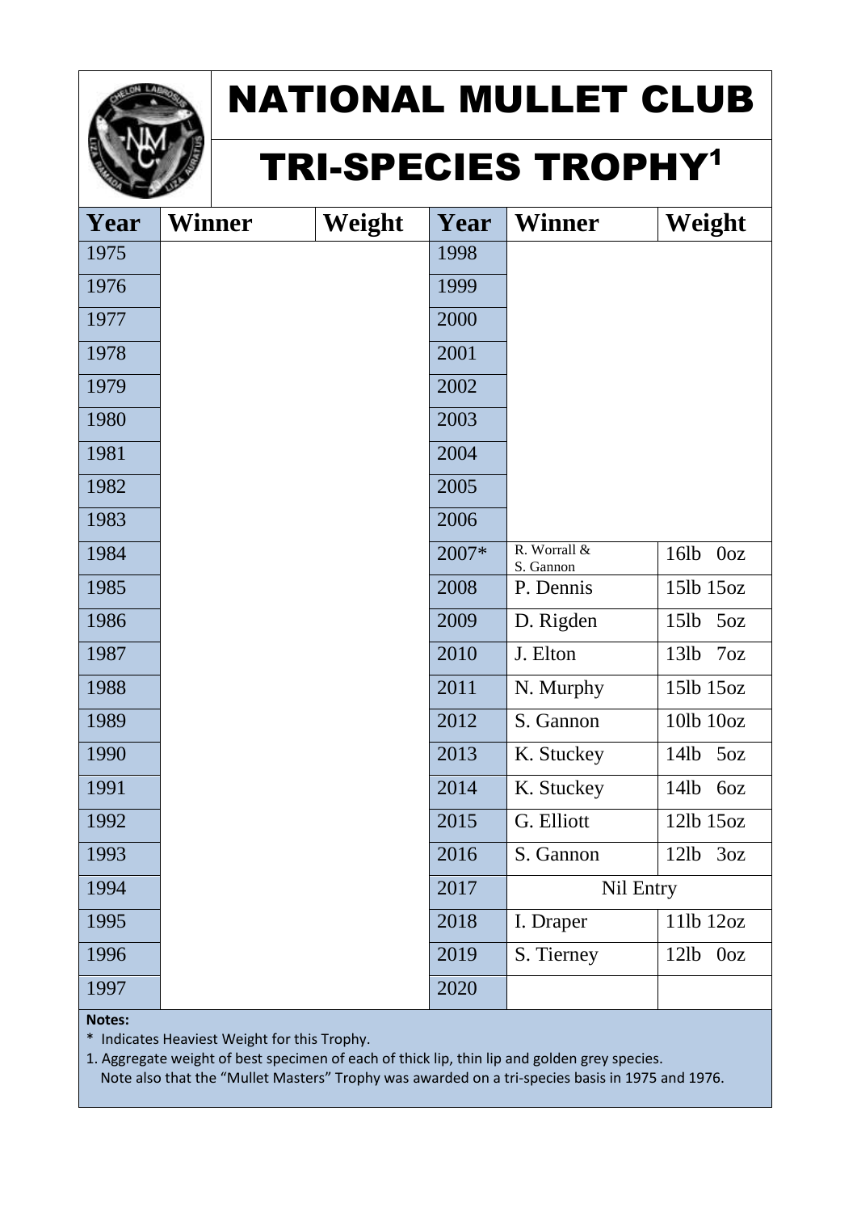# NATIONAL MULLET CLUB

## TRI-SPECIES TROPHY[1]

| Year | Winner | Weight | Year | Winner | Weight |
|---|---|---|---|---|---|
| 1975 | | | 1998 | | |
| 1976 | | | 1999 | | |
| 1977 | | | 2000 | | |
| 1978 | | | 2001 | | |
| 1979 | | | 2002 | | |
| 1980 | | | 2003 | | |
| 1981 | | | 2004 | | |
| 1982 | | | 2005 | | |
| 1983 | | | 2006 | | |
| 1984 | | | 2007* | R. Worrall & S. Gannon | 16lb 0oz |
| 1985 | | | 2008 | P. Dennis | 15lb 15oz |
| 1986 | | | 2009 | D. Rigden | 15lb 5oz |
| 1987 | | | 2010 | J. Elton | 13lb 7oz |
| 1988 | | | 2011 | N. Murphy | 15lb 15oz |
| 1989 | | | 2012 | S. Gannon | 10lb 10oz |
| 1990 | | | 2013 | K. Stuckey | 14lb 5oz |
| 1991 | | | 2014 | K. Stuckey | 14lb 6oz |
| 1992 | | | 2015 | G. Elliott | 12lb 15oz |
| 1993 | | | 2016 | S. Gannon | 12lb 3oz |
| 1994 | | | 2017 | Nil Entry | |
| 1995 | | | 2018 | I. Draper | 11lb 12oz |
| 1996 | | | 2019 | S. Tierney | 12lb 0oz |
| 1997 | | | 2020 | | |

**Notes:**

* Indicates Heaviest Weight for this Trophy.

1. Aggregate weight of best specimen of each of thick lip, thin lip and golden grey species.
   Note also that the "Mullet Masters" Trophy was awarded on a tri-species basis in 1975 and 1976.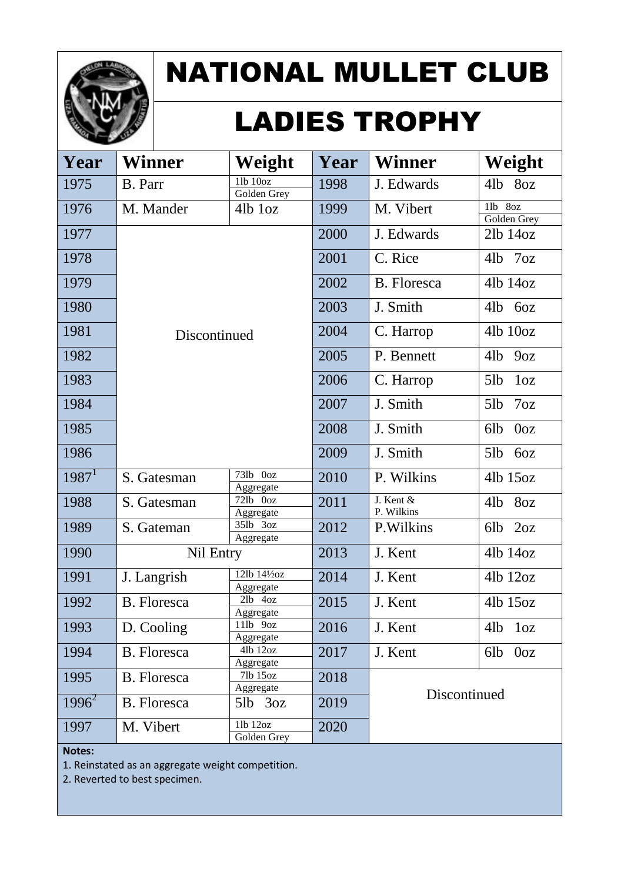# NATIONAL MULLET CLUB

## LADIES TROPHY

| Year | Winner | Weight | Year | Winner | Weight |
|---|---|---|---|---|---|
| 1975 | B. Parr | 1lb 10oz Golden Grey | 1998 | J. Edwards | 4lb 8oz |
| 1976 | M. Mander | 4lb 1oz | 1999 | M. Vibert | 1lb 8oz Golden Grey |
| 1977 | Discontinued | | 2000 | J. Edwards | 2lb 14oz |
| 1978 | | | 2001 | C. Rice | 4lb 7oz |
| 1979 | | | 2002 | B. Floresca | 4lb 14oz |
| 1980 | | | 2003 | J. Smith | 4lb 6oz |
| 1981 | | | 2004 | C. Harrop | 4lb 10oz |
| 1982 | | | 2005 | P. Bennett | 4lb 9oz |
| 1983 | | | 2006 | C. Harrop | 5lb 1oz |
| 1984 | | | 2007 | J. Smith | 5lb 7oz |
| 1985 | | | 2008 | J. Smith | 6lb 0oz |
| 1986 | | | 2009 | J. Smith | 5lb 6oz |
| 1987[1] | S. Gatesman | 73lb 0oz Aggregate | 2010 | P. Wilkins | 4lb 15oz |
| 1988 | S. Gatesman | 72lb 0oz Aggregate | 2011 | J. Kent & P. Wilkins | 4lb 8oz |
| 1989 | S. Gateman | 35lb 3oz Aggregate | 2012 | P.Wilkins | 6lb 2oz |
| 1990 | Nil Entry | | 2013 | J. Kent | 4lb 14oz |
| 1991 | J. Langrish | 12lb 14½oz Aggregate | 2014 | J. Kent | 4lb 12oz |
| 1992 | B. Floresca | 2lb 4oz Aggregate | 2015 | J. Kent | 4lb 15oz |
| 1993 | D. Cooling | 11lb 9oz Aggregate | 2016 | J. Kent | 4lb 1oz |
| 1994 | B. Floresca | 4lb 12oz Aggregate | 2017 | J. Kent | 6lb 0oz |
| 1995 | B. Floresca | 7lb 15oz Aggregate | 2018 | Discontinued | |
| 1996[2] | B. Floresca | 5lb 3oz | 2019 | | |
| 1997 | M. Vibert | 1lb 12oz Golden Grey | 2020 | | |

**Notes:**

1. Reinstated as an aggregate weight competition.
2. Reverted to best specimen.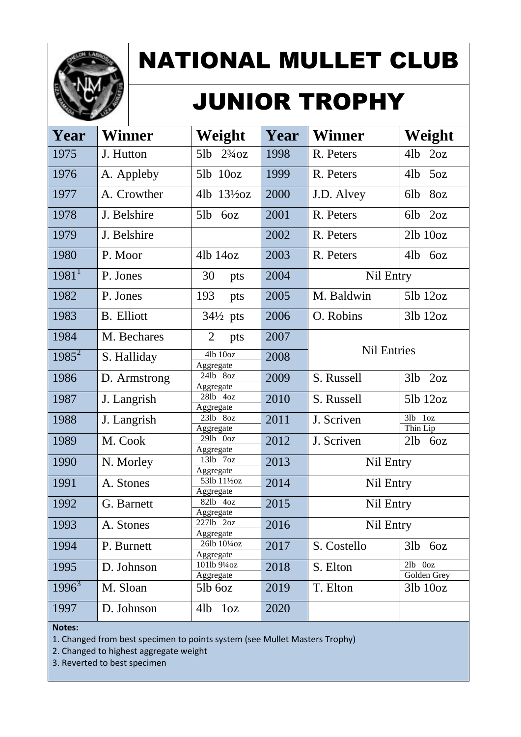# NATIONAL MULLET CLUB

## JUNIOR TROPHY

| Year | Winner | Weight | Year | Winner | Weight |
|---|---|---|---|---|---|
| 1975 | J. Hutton | 5lb 2¾oz | 1998 | R. Peters | 4lb 2oz |
| 1976 | A. Appleby | 5lb 10oz | 1999 | R. Peters | 4lb 5oz |
| 1977 | A. Crowther | 4lb 13½oz | 2000 | J.D. Alvey | 6lb 8oz |
| 1978 | J. Belshire | 5lb 6oz | 2001 | R. Peters | 6lb 2oz |
| 1979 | J. Belshire | | 2002 | R. Peters | 2lb 10oz |
| 1980 | P. Moor | 4lb 14oz | 2003 | R. Peters | 4lb 6oz |
| 1981[1] | P. Jones | 30 pts | 2004 | Nil Entry | |
| 1982 | P. Jones | 193 pts | 2005 | M. Baldwin | 5lb 12oz |
| 1983 | B. Elliott | 34½ pts | 2006 | O. Robins | 3lb 12oz |
| 1984 | M. Bechares | 2 pts | 2007 | Nil Entries | |
| 1985[2] | S. Halliday | 4lb 10oz Aggregate | 2008 | Nil Entries | |
| 1986 | D. Armstrong | 24lb 8oz Aggregate | 2009 | S. Russell | 3lb 2oz |
| 1987 | J. Langrish | 28lb 4oz Aggregate | 2010 | S. Russell | 5lb 12oz |
| 1988 | J. Langrish | 23lb 8oz Aggregate | 2011 | J. Scriven | 3lb 1oz Thin Lip |
| 1989 | M. Cook | 29lb 0oz Aggregate | 2012 | J. Scriven | 2lb 6oz |
| 1990 | N. Morley | 13lb 7oz Aggregate | 2013 | Nil Entry | |
| 1991 | A. Stones | 53lb 11½oz Aggregate | 2014 | Nil Entry | |
| 1992 | G. Barnett | 82lb 4oz Aggregate | 2015 | Nil Entry | |
| 1993 | A. Stones | 227lb 2oz Aggregate | 2016 | Nil Entry | |
| 1994 | P. Burnett | 26lb 10¼oz Aggregate | 2017 | S. Costello | 3lb 6oz |
| 1995 | D. Johnson | 101lb 9¼oz Aggregate | 2018 | S. Elton | 2lb 0oz Golden Grey |
| 1996[3] | M. Sloan | 5lb 6oz | 2019 | T. Elton | 3lb 10oz |
| 1997 | D. Johnson | 4lb 1oz | 2020 | | |

**Notes:**

1. Changed from best specimen to points system (see Mullet Masters Trophy)
2. Changed to highest aggregate weight
3. Reverted to best specimen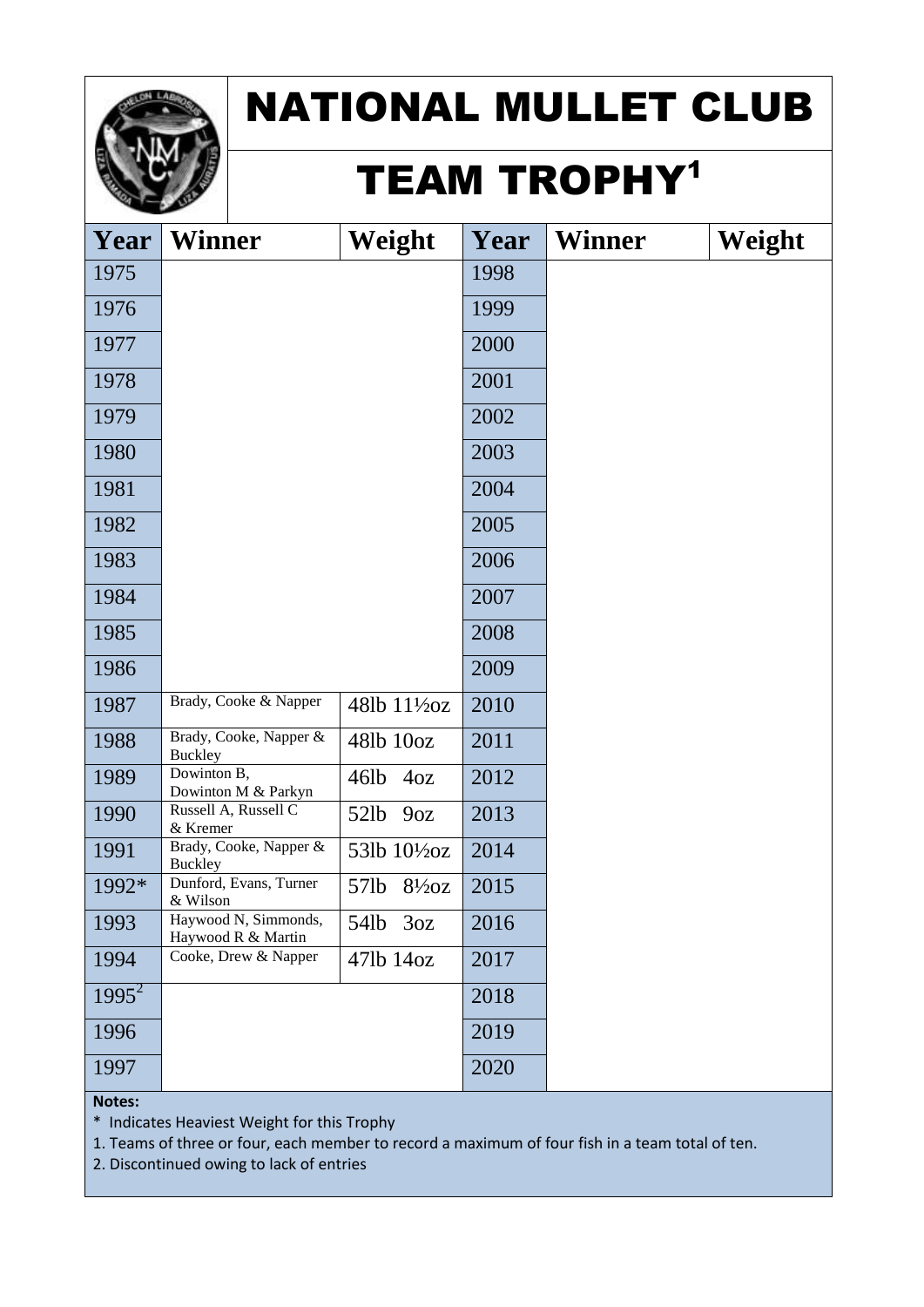# NATIONAL MULLET CLUB

## TEAM TROPHY[1]

| Year | Winner | Weight | Year | Winner | Weight |
|---|---|---|---|---|---|
| 1975 | | | 1998 | | |
| 1976 | | | 1999 | | |
| 1977 | | | 2000 | | |
| 1978 | | | 2001 | | |
| 1979 | | | 2002 | | |
| 1980 | | | 2003 | | |
| 1981 | | | 2004 | | |
| 1982 | | | 2005 | | |
| 1983 | | | 2006 | | |
| 1984 | | | 2007 | | |
| 1985 | | | 2008 | | |
| 1986 | | | 2009 | | |
| 1987 | Brady, Cooke & Napper | 48lb 11½oz | 2010 | | |
| 1988 | Brady, Cooke, Napper & Buckley | 48lb 10oz | 2011 | | |
| 1989 | Dowinton B, Dowinton M & Parkyn | 46lb 4oz | 2012 | | |
| 1990 | Russell A, Russell C & Kremer | 52lb 9oz | 2013 | | |
| 1991 | Brady, Cooke, Napper & Buckley | 53lb 10½oz | 2014 | | |
| 1992* | Dunford, Evans, Turner & Wilson | 57lb 8½oz | 2015 | | |
| 1993 | Haywood N, Simmonds, Haywood R & Martin | 54lb 3oz | 2016 | | |
| 1994 | Cooke, Drew & Napper | 47lb 14oz | 2017 | | |
| 1995[2] | | | 2018 | | |
| 1996 | | | 2019 | | |
| 1997 | | | 2020 | | |

**Notes:**

* Indicates Heaviest Weight for this Trophy

1. Teams of three or four, each member to record a maximum of four fish in a team total of ten.
2. Discontinued owing to lack of entries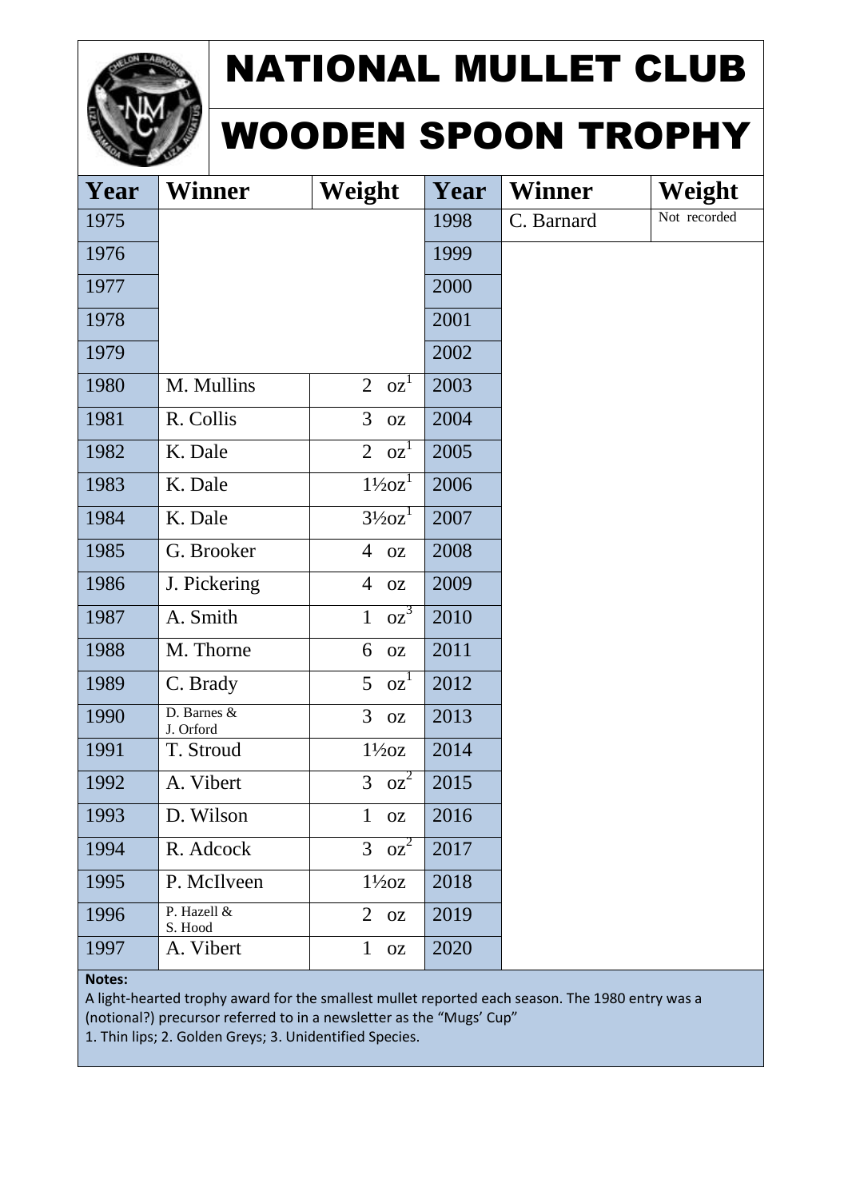# NATIONAL MULLET CLUB

# WOODEN SPOON TROPHY

| Year | Winner | Weight | Year | Winner | Weight |
|---|---|---|---|---|---|
| 1975 | | | 1998 | C. Barnard | Not recorded |
| 1976 | | | 1999 | | |
| 1977 | | | 2000 | | |
| 1978 | | | 2001 | | |
| 1979 | | | 2002 | | |
| 1980 | M. Mullins | 2 oz[1] | 2003 | | |
| 1981 | R. Collis | 3 oz | 2004 | | |
| 1982 | K. Dale | 2 oz[1] | 2005 | | |
| 1983 | K. Dale | 1½oz[1] | 2006 | | |
| 1984 | K. Dale | 3½oz[1] | 2007 | | |
| 1985 | G. Brooker | 4 oz | 2008 | | |
| 1986 | J. Pickering | 4 oz | 2009 | | |
| 1987 | A. Smith | 1 oz[3] | 2010 | | |
| 1988 | M. Thorne | 6 oz | 2011 | | |
| 1989 | C. Brady | 5 oz[1] | 2012 | | |
| 1990 | D. Barnes & J. Orford | 3 oz | 2013 | | |
| 1991 | T. Stroud | 1½oz | 2014 | | |
| 1992 | A. Vibert | 3 oz[2] | 2015 | | |
| 1993 | D. Wilson | 1 oz | 2016 | | |
| 1994 | R. Adcock | 3 oz[2] | 2017 | | |
| 1995 | P. McIlveen | 1½oz | 2018 | | |
| 1996 | P. Hazell & S. Hood | 2 oz | 2019 | | |
| 1997 | A. Vibert | 1 oz | 2020 | | |

**Notes:**

A light-hearted trophy award for the smallest mullet reported each season. The 1980 entry was a (notional?) precursor referred to in a newsletter as the "Mugs' Cup"

1. Thin lips; 2. Golden Greys; 3. Unidentified Species.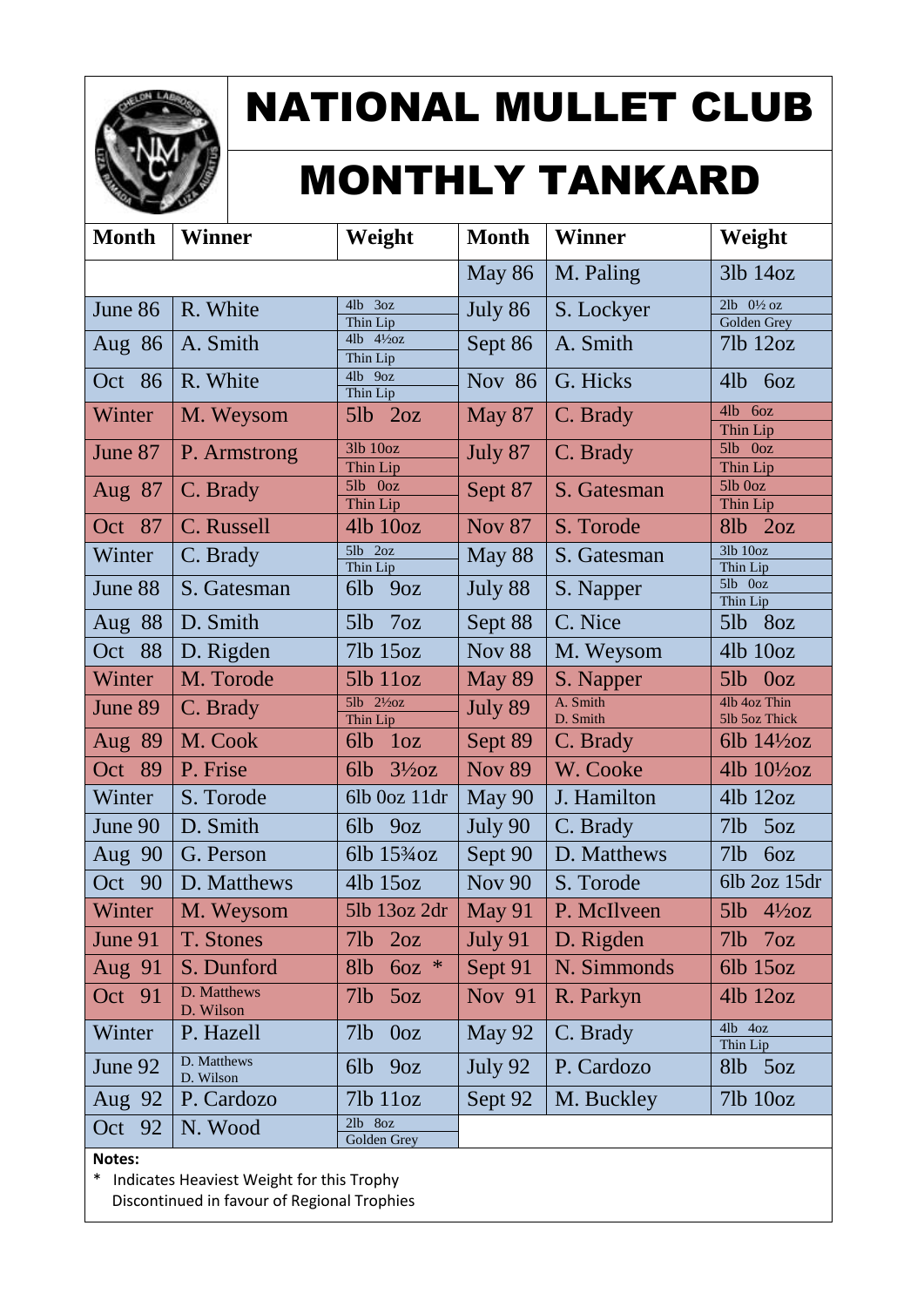# NATIONAL MULLET CLUB

# MONTHLY TANKARD

| Month | Winner | Weight | Month | Winner | Weight |
|---|---|---|---|---|---|
| | | | May 86 | M. Paling | 3lb 14oz |
| June 86 | R. White | 4lb 3oz Thin Lip | July 86 | S. Lockyer | 2lb 0½ oz Golden Grey |
| Aug 86 | A. Smith | 4lb 4½oz Thin Lip | Sept 86 | A. Smith | 7lb 12oz |
| Oct 86 | R. White | 4lb 9oz Thin Lip | Nov 86 | G. Hicks | 4lb 6oz |
| Winter | M. Weysom | 5lb 2oz | May 87 | C. Brady | 4lb 6oz Thin Lip |
| June 87 | P. Armstrong | 3lb 10oz Thin Lip | July 87 | C. Brady | 5lb 0oz Thin Lip |
| Aug 87 | C. Brady | 5lb 0oz Thin Lip | Sept 87 | S. Gatesman | 5lb 0oz Thin Lip |
| Oct 87 | C. Russell | 4lb 10oz | Nov 87 | S. Torode | 8lb 2oz |
| Winter | C. Brady | 5lb 2oz Thin Lip | May 88 | S. Gatesman | 3lb 10oz Thin Lip |
| June 88 | S. Gatesman | 6lb 9oz | July 88 | S. Napper | 5lb 0oz Thin Lip |
| Aug 88 | D. Smith | 5lb 7oz | Sept 88 | C. Nice | 5lb 8oz |
| Oct 88 | D. Rigden | 7lb 15oz | Nov 88 | M. Weysom | 4lb 10oz |
| Winter | M. Torode | 5lb 11oz | May 89 | S. Napper | 5lb 0oz |
| June 89 | C. Brady | 5lb 2½oz Thin Lip | July 89 | A. Smith D. Smith | 4lb 4oz Thin 5lb 5oz Thick |
| Aug 89 | M. Cook | 6lb 1oz | Sept 89 | C. Brady | 6lb 14½oz |
| Oct 89 | P. Frise | 6lb 3½oz | Nov 89 | W. Cooke | 4lb 10½oz |
| Winter | S. Torode | 6lb 0oz 11dr | May 90 | J. Hamilton | 4lb 12oz |
| June 90 | D. Smith | 6lb 9oz | July 90 | C. Brady | 7lb 5oz |
| Aug 90 | G. Person | 6lb 15¾oz | Sept 90 | D. Matthews | 7lb 6oz |
| Oct 90 | D. Matthews | 4lb 15oz | Nov 90 | S. Torode | 6lb 2oz 15dr |
| Winter | M. Weysom | 5lb 13oz 2dr | May 91 | P. McIlveen | 5lb 4½oz |
| June 91 | T. Stones | 7lb 2oz | July 91 | D. Rigden | 7lb 7oz |
| Aug 91 | S. Dunford | 8lb 6oz * | Sept 91 | N. Simmonds | 6lb 15oz |
| Oct 91 | D. Matthews D. Wilson | 7lb 5oz | Nov 91 | R. Parkyn | 4lb 12oz |
| Winter | P. Hazell | 7lb 0oz | May 92 | C. Brady | 4lb 4oz Thin Lip |
| June 92 | D. Matthews D. Wilson | 6lb 9oz | July 92 | P. Cardozo | 8lb 5oz |
| Aug 92 | P. Cardozo | 7lb 11oz | Sept 92 | M. Buckley | 7lb 10oz |
| Oct 92 | N. Wood | 2lb 8oz Golden Grey | | | |

**Notes:**

\* Indicates Heaviest Weight for this Trophy

Discontinued in favour of Regional Trophies